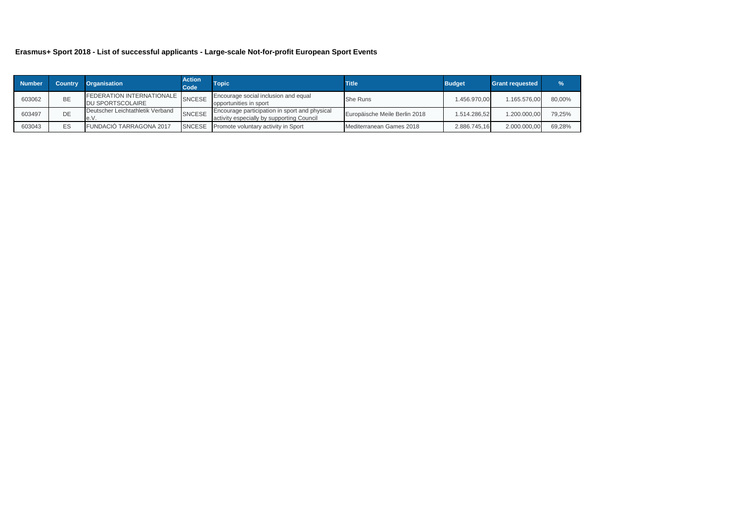**Erasmus+ Sport 2018 - List of successful applicants - Large-scale Not-for-profit European Sport Events**

| Number | Country | Organisation | Action Code | Topic | Title | Budget | Grant requested | % |
|---|---|---|---|---|---|---|---|---|
| 603062 | BE | FEDERATION INTERNATIONALE DU SPORTSCOLAIRE | SNCESE | Encourage social inclusion and equal opportunities in sport | She Runs | 1.456.970,00 | 1.165.576,00 | 80,00% |
| 603497 | DE | Deutscher Leichtathletik Verband e.V. | SNCESE | Encourage participation in sport and physical activity especially by supporting Council | Europäische Meile Berlin 2018 | 1.514.286,52 | 1.200.000,00 | 79,25% |
| 603043 | ES | FUNDACIÓ TARRAGONA 2017 | SNCESE | Promote voluntary activity in Sport | Mediterranean Games 2018 | 2.886.745,16 | 2.000.000,00 | 69,28% |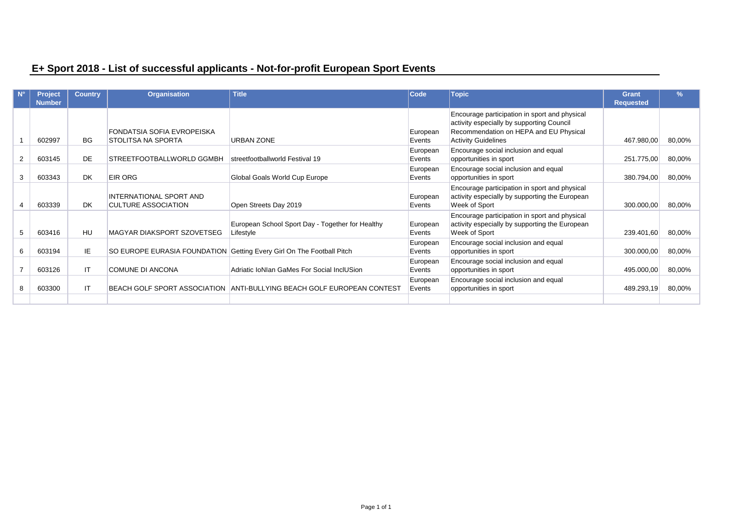# E+ Sport 2018 - List of successful applicants - Not-for-profit European Sport Events

| N° | Project Number | Country | Organisation | Title | Code | Topic | Grant Requested | % |
|---|---|---|---|---|---|---|---|---|
| 1 | 602997 | BG | FONDATSIA SOFIA EVROPEISKA STOLITSA NA SPORTA | URBAN ZONE | European Events | Encourage participation in sport and physical activity especially by supporting Council Recommendation on HEPA and EU Physical Activity Guidelines | 467.980,00 | 80,00% |
| 2 | 603145 | DE | STREETFOOTBALLWORLD GGMBH | streetfootballworld Festival 19 | European Events | Encourage social inclusion and equal opportunities in sport | 251.775,00 | 80,00% |
| 3 | 603343 | DK | EIR ORG | Global Goals World Cup Europe | European Events | Encourage social inclusion and equal opportunities in sport | 380.794,00 | 80,00% |
| 4 | 603339 | DK | INTERNATIONAL SPORT AND CULTURE ASSOCIATION | Open Streets Day 2019 | European Events | Encourage participation in sport and physical activity especially by supporting the European Week of Sport | 300.000,00 | 80,00% |
| 5 | 603416 | HU | MAGYAR DIAKSPORT SZOVETSEG | European School Sport Day - Together for Healthy Lifestyle | European Events | Encourage participation in sport and physical activity especially by supporting the European Week of Sport | 239.401,60 | 80,00% |
| 6 | 603194 | IE | SO EUROPE EURASIA FOUNDATION | Getting Every Girl On The Football Pitch | European Events | Encourage social inclusion and equal opportunities in sport | 300.000,00 | 80,00% |
| 7 | 603126 | IT | COMUNE DI ANCONA | Adriatic IoNIan GaMes For Social InclUSion | European Events | Encourage social inclusion and equal opportunities in sport | 495.000,00 | 80,00% |
| 8 | 603300 | IT | BEACH GOLF SPORT ASSOCIATION | ANTI-BULLYING BEACH GOLF EUROPEAN CONTEST | European Events | Encourage social inclusion and equal opportunities in sport | 489.293,19 | 80,00% |
| | | | | | | | | |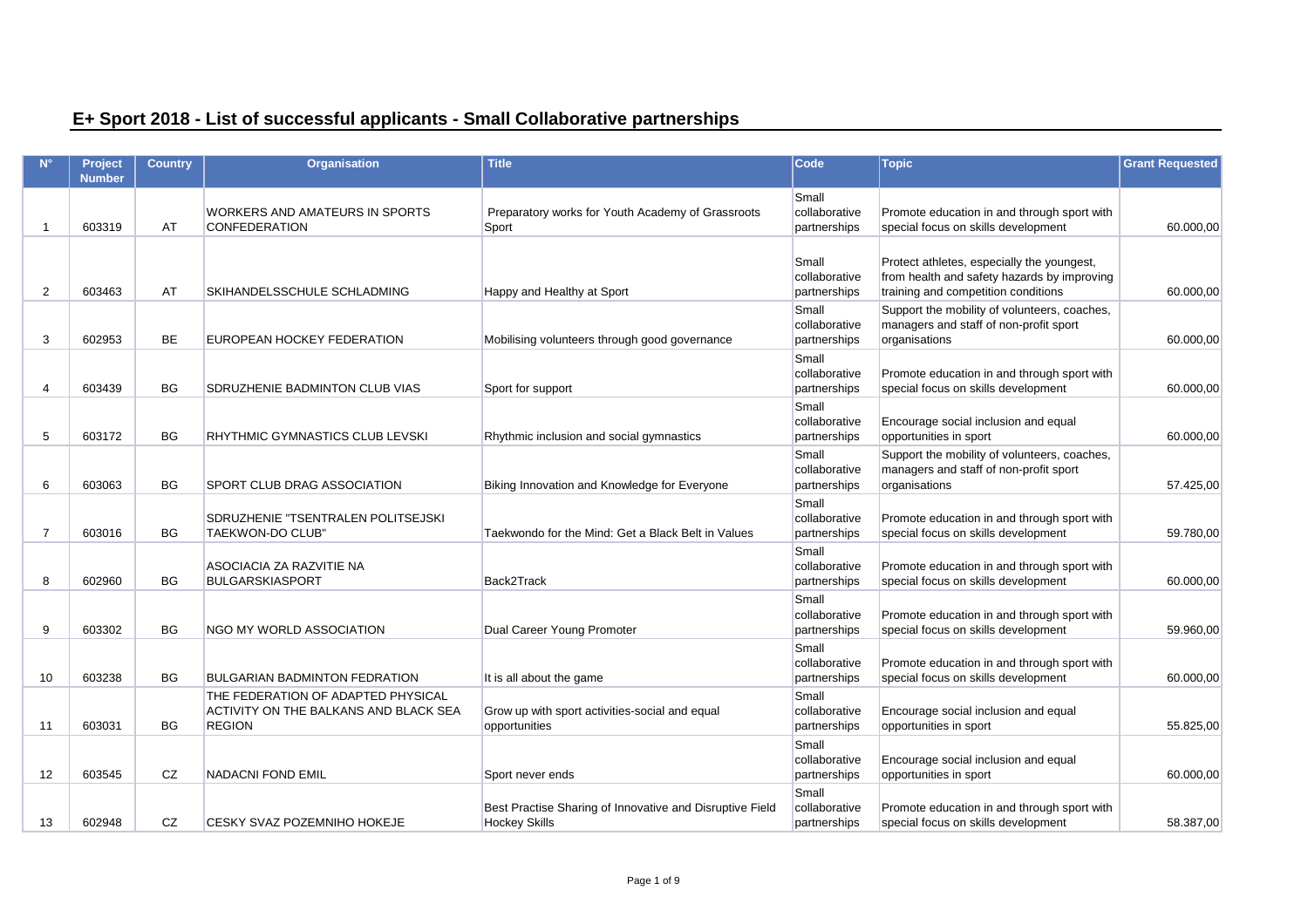## E+ Sport 2018 - List of successful applicants - Small Collaborative partnerships

| N° | Project Number | Country | Organisation | Title | Code | Topic | Grant Requested |
|---|---|---|---|---|---|---|---|
| 1 | 603319 | AT | WORKERS AND AMATEURS IN SPORTS CONFEDERATION | Preparatory works for Youth Academy of Grassroots Sport | Small collaborative partnerships | Promote education in and through sport with special focus on skills development | 60.000,00 |
| 2 | 603463 | AT | SKIHANDELSSCHULE SCHLADMING | Happy and Healthy at Sport | Small collaborative partnerships | Protect athletes, especially the youngest, from health and safety hazards by improving training and competition conditions | 60.000,00 |
| 3 | 602953 | BE | EUROPEAN HOCKEY FEDERATION | Mobilising volunteers through good governance | Small collaborative partnerships | Support the mobility of volunteers, coaches, managers and staff of non-profit sport organisations | 60.000,00 |
| 4 | 603439 | BG | SDRUZHENIE BADMINTON CLUB VIAS | Sport for support | Small collaborative partnerships | Promote education in and through sport with special focus on skills development | 60.000,00 |
| 5 | 603172 | BG | RHYTHMIC GYMNASTICS CLUB LEVSKI | Rhythmic inclusion and social gymnastics | Small collaborative partnerships | Encourage social inclusion and equal opportunities in sport | 60.000,00 |
| 6 | 603063 | BG | SPORT CLUB DRAG ASSOCIATION | Biking Innovation and Knowledge for Everyone | Small collaborative partnerships | Support the mobility of volunteers, coaches, managers and staff of non-profit sport organisations | 57.425,00 |
| 7 | 603016 | BG | SDRUZHENIE "TSENTRALEN POLITSEJSKI TAEKWON-DO CLUB" | Taekwondo for the Mind: Get a Black Belt in Values | Small collaborative partnerships | Promote education in and through sport with special focus on skills development | 59.780,00 |
| 8 | 602960 | BG | ASOCIACIA ZA RAZVITIE NA BULGARSKIASPORT | Back2Track | Small collaborative partnerships | Promote education in and through sport with special focus on skills development | 60.000,00 |
| 9 | 603302 | BG | NGO MY WORLD ASSOCIATION | Dual Career Young Promoter | Small collaborative partnerships | Promote education in and through sport with special focus on skills development | 59.960,00 |
| 10 | 603238 | BG | BULGARIAN BADMINTON FEDRATION | It is all about the game | Small collaborative partnerships | Promote education in and through sport with special focus on skills development | 60.000,00 |
| 11 | 603031 | BG | THE FEDERATION OF ADAPTED PHYSICAL ACTIVITY ON THE BALKANS AND BLACK SEA REGION | Grow up with sport activities-social and equal opportunities | Small collaborative partnerships | Encourage social inclusion and equal opportunities in sport | 55.825,00 |
| 12 | 603545 | CZ | NADACNI FOND EMIL | Sport never ends | Small collaborative partnerships | Encourage social inclusion and equal opportunities in sport | 60.000,00 |
| 13 | 602948 | CZ | CESKY SVAZ POZEMNIHO HOKEJE | Best Practise Sharing of Innovative and Disruptive Field Hockey Skills | Small collaborative partnerships | Promote education in and through sport with special focus on skills development | 58.387,00 |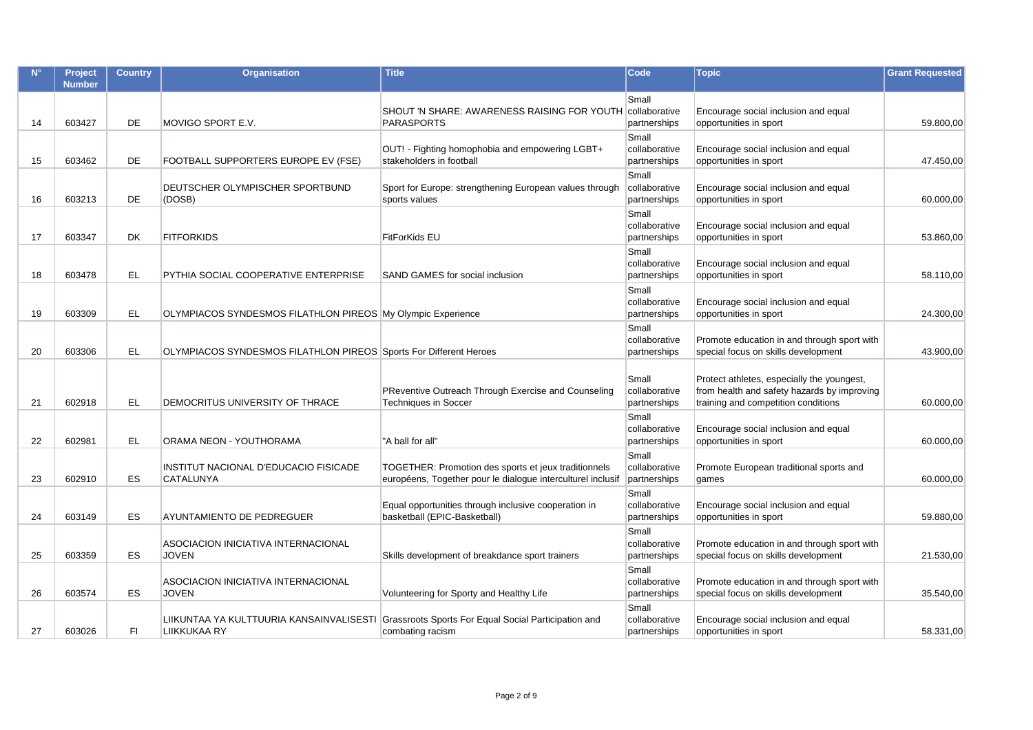| N° | Project Number | Country | Organisation | Title | Code | Topic | Grant Requested |
|---|---|---|---|---|---|---|---|
| 14 | 603427 | DE | MOVIGO SPORT E.V. | SHOUT 'N SHARE: AWARENESS RAISING FOR YOUTH PARASPORTS | Small collaborative partnerships | Encourage social inclusion and equal opportunities in sport | 59.800,00 |
| 15 | 603462 | DE | FOOTBALL SUPPORTERS EUROPE EV (FSE) | OUT! - Fighting homophobia and empowering LGBT+ stakeholders in football | Small collaborative partnerships | Encourage social inclusion and equal opportunities in sport | 47.450,00 |
| 16 | 603213 | DE | DEUTSCHER OLYMPISCHER SPORTBUND (DOSB) | Sport for Europe: strengthening European values through sports values | Small collaborative partnerships | Encourage social inclusion and equal opportunities in sport | 60.000,00 |
| 17 | 603347 | DK | FITFORKIDS | FitForKids EU | Small collaborative partnerships | Encourage social inclusion and equal opportunities in sport | 53.860,00 |
| 18 | 603478 | EL | PYTHIA SOCIAL COOPERATIVE ENTERPRISE | SAND GAMES for social inclusion | Small collaborative partnerships | Encourage social inclusion and equal opportunities in sport | 58.110,00 |
| 19 | 603309 | EL | OLYMPIACOS SYNDESMOS FILATHLON PIREOS | My Olympic Experience | Small collaborative partnerships | Encourage social inclusion and equal opportunities in sport | 24.300,00 |
| 20 | 603306 | EL | OLYMPIACOS SYNDESMOS FILATHLON PIREOS | Sports For Different Heroes | Small collaborative partnerships | Promote education in and through sport with special focus on skills development | 43.900,00 |
| 21 | 602918 | EL | DEMOCRITUS UNIVERSITY OF THRACE | PReventive Outreach Through Exercise and Counseling Techniques in Soccer | Small collaborative partnerships | Protect athletes, especially the youngest, from health and safety hazards by improving training and competition conditions | 60.000,00 |
| 22 | 602981 | EL | ORAMA NEON - YOUTHORAMA | "A ball for all" | Small collaborative partnerships | Encourage social inclusion and equal opportunities in sport | 60.000,00 |
| 23 | 602910 | ES | INSTITUT NACIONAL D'EDUCACIO FISICADE CATALUNYA | TOGETHER: Promotion des sports et jeux traditionnels européens, Together pour le dialogue interculturel inclusif | Small collaborative partnerships | Promote European traditional sports and games | 60.000,00 |
| 24 | 603149 | ES | AYUNTAMIENTO DE PEDREGUER | Equal opportunities through inclusive cooperation in basketball (EPIC-Basketball) | Small collaborative partnerships | Encourage social inclusion and equal opportunities in sport | 59.880,00 |
| 25 | 603359 | ES | ASOCIACION INICIATIVA INTERNACIONAL JOVEN | Skills development of breakdance sport trainers | Small collaborative partnerships | Promote education in and through sport with special focus on skills development | 21.530,00 |
| 26 | 603574 | ES | ASOCIACION INICIATIVA INTERNACIONAL JOVEN | Volunteering for Sporty and Healthy Life | Small collaborative partnerships | Promote education in and through sport with special focus on skills development | 35.540,00 |
| 27 | 603026 | FI | LIIKUNTAA YA KULTTUURIA KANSAINVALISESTI LIIKKUKAA RY | Grassroots Sports For Equal Social Participation and combating racism | Small collaborative partnerships | Encourage social inclusion and equal opportunities in sport | 58.331,00 |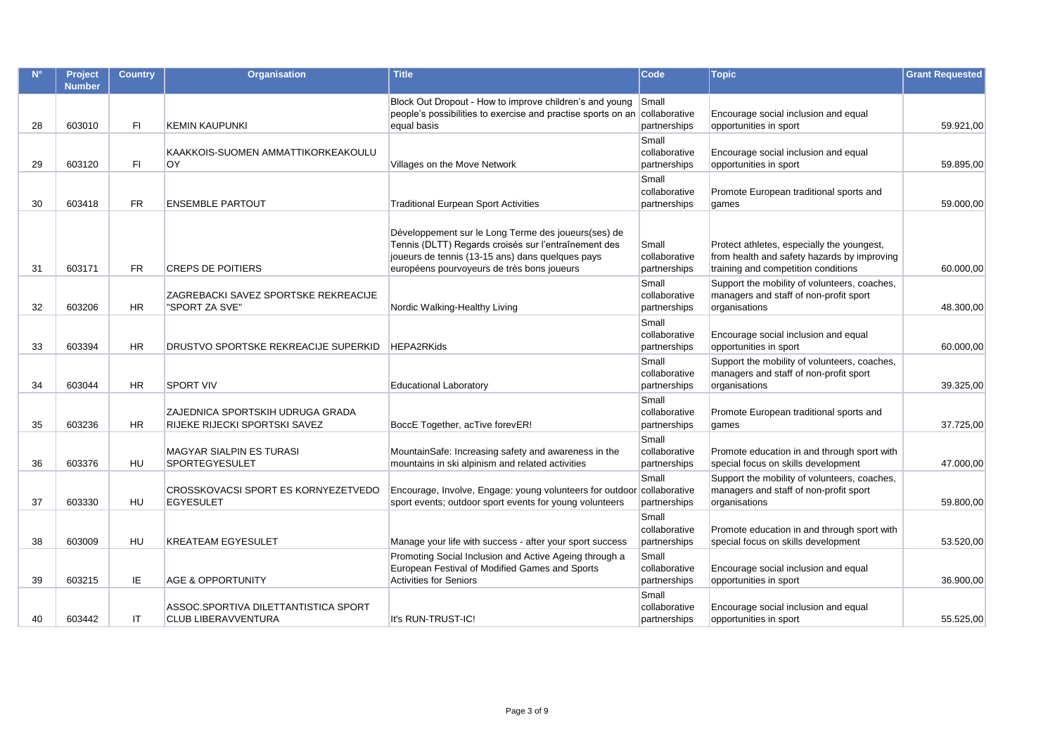| N° | Project Number | Country | Organisation | Title | Code | Topic | Grant Requested |
|---|---|---|---|---|---|---|---|
| 28 | 603010 | FI | KEMIN KAUPUNKI | Block Out Dropout - How to improve children's and young people's possibilities to exercise and practise sports on an equal basis | Small collaborative partnerships | Encourage social inclusion and equal opportunities in sport | 59.921,00 |
| 29 | 603120 | FI | KAAKKOIS-SUOMEN AMMATTIKORKEAKOULU OY | Villages on the Move Network | Small collaborative partnerships | Encourage social inclusion and equal opportunities in sport | 59.895,00 |
| 30 | 603418 | FR | ENSEMBLE PARTOUT | Traditional Eurpean Sport Activities | Small collaborative partnerships | Promote European traditional sports and games | 59.000,00 |
| 31 | 603171 | FR | CREPS DE POITIERS | Développement sur le Long Terme des joueurs(ses) de Tennis (DLTT) Regards croisés sur l'entraînement des joueurs de tennis (13-15 ans) dans quelques pays européens pourvoyeurs de très bons joueurs | Small collaborative partnerships | Protect athletes, especially the youngest, from health and safety hazards by improving training and competition conditions | 60.000,00 |
| 32 | 603206 | HR | ZAGREBACKI SAVEZ SPORTSKE REKREACIJE "SPORT ZA SVE" | Nordic Walking-Healthy Living | Small collaborative partnerships | Support the mobility of volunteers, coaches, managers and staff of non-profit sport organisations | 48.300,00 |
| 33 | 603394 | HR | DRUSTVO SPORTSKE REKREACIJE SUPERKID | HEPA2RKids | Small collaborative partnerships | Encourage social inclusion and equal opportunities in sport | 60.000,00 |
| 34 | 603044 | HR | SPORT VIV | Educational Laboratory | Small collaborative partnerships | Support the mobility of volunteers, coaches, managers and staff of non-profit sport organisations | 39.325,00 |
| 35 | 603236 | HR | ZAJEDNICA SPORTSKIH UDRUGA GRADA RIJEKE RIJECKI SPORTSKI SAVEZ | BoccE Together, acTive forevER! | Small collaborative partnerships | Promote European traditional sports and games | 37.725,00 |
| 36 | 603376 | HU | MAGYAR SIALPIN ES TURASI SPORTEGYESULET | MountainSafe: Increasing safety and awareness in the mountains in ski alpinism and related activities | Small collaborative partnerships | Promote education in and through sport with special focus on skills development | 47.000,00 |
| 37 | 603330 | HU | CROSSKOVACSI SPORT ES KORNYEZETVEDO EGYESULET | Encourage, Involve, Engage: young volunteers for outdoor sport events; outdoor sport events for young volunteers | Small collaborative partnerships | Support the mobility of volunteers, coaches, managers and staff of non-profit sport organisations | 59.800,00 |
| 38 | 603009 | HU | KREATEAM EGYESULET | Manage your life with success - after your sport success | Small collaborative partnerships | Promote education in and through sport with special focus on skills development | 53.520,00 |
| 39 | 603215 | IE | AGE & OPPORTUNITY | Promoting Social Inclusion and Active Ageing through a European Festival of Modified Games and Sports Activities for Seniors | Small collaborative partnerships | Encourage social inclusion and equal opportunities in sport | 36.900,00 |
| 40 | 603442 | IT | ASSOC.SPORTIVA DILETTANTISTICA SPORT CLUB LIBERAVVENTURA | It's RUN-TRUST-IC! | Small collaborative partnerships | Encourage social inclusion and equal opportunities in sport | 55.525,00 |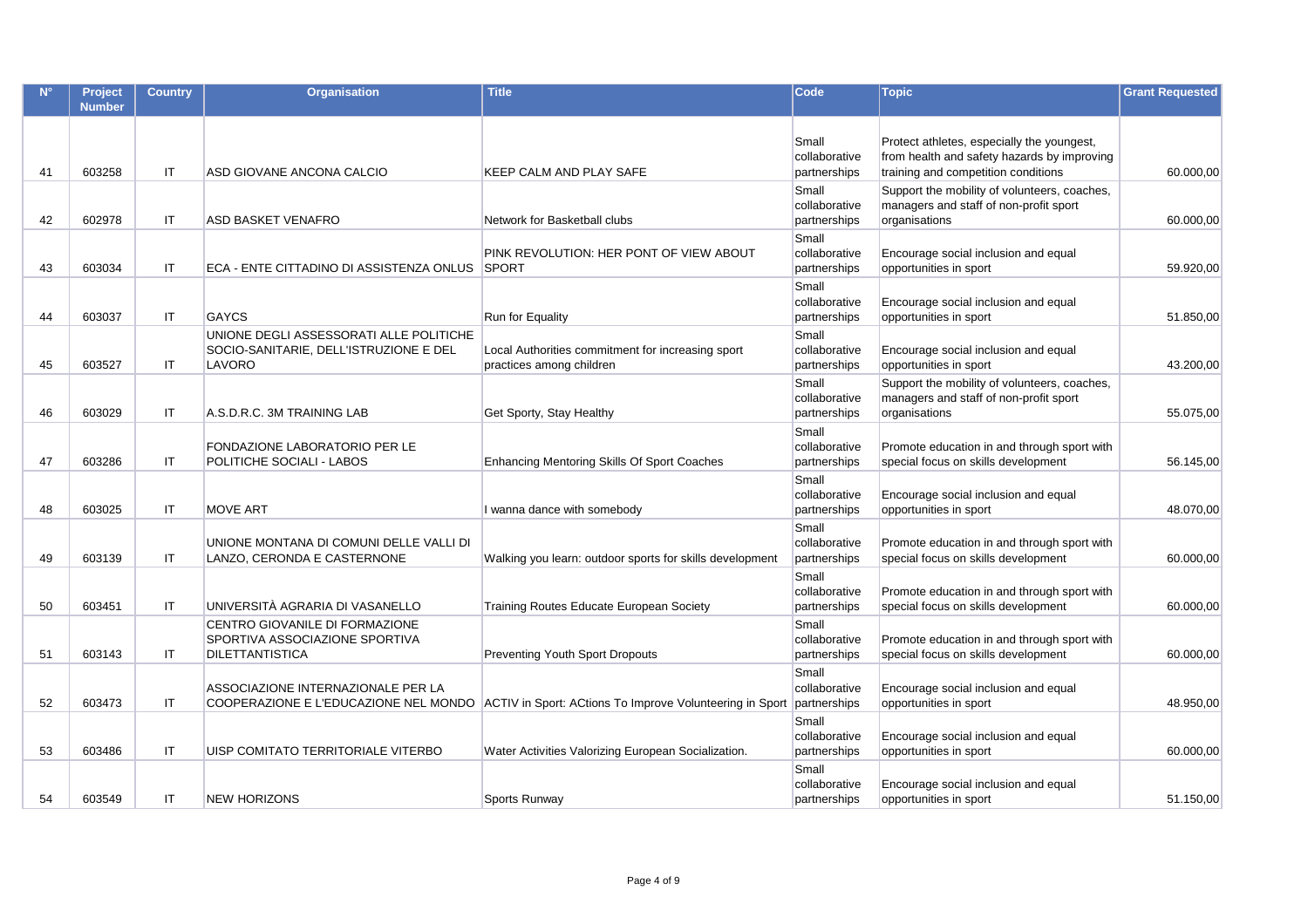| N° | Project Number | Country | Organisation | Title | Code | Topic | Grant Requested |
|---|---|---|---|---|---|---|---|
| 41 | 603258 | IT | ASD GIOVANE ANCONA CALCIO | KEEP CALM AND PLAY SAFE | Small collaborative partnerships | Protect athletes, especially the youngest, from health and safety hazards by improving training and competition conditions | 60.000,00 |
| 42 | 602978 | IT | ASD BASKET VENAFRO | Network for Basketball clubs | Small collaborative partnerships | Support the mobility of volunteers, coaches, managers and staff of non-profit sport organisations | 60.000,00 |
| 43 | 603034 | IT | ECA - ENTE CITTADINO DI ASSISTENZA ONLUS | PINK REVOLUTION: HER PONT OF VIEW ABOUT SPORT | Small collaborative partnerships | Encourage social inclusion and equal opportunities in sport | 59.920,00 |
| 44 | 603037 | IT | GAYCS | Run for Equality | Small collaborative partnerships | Encourage social inclusion and equal opportunities in sport | 51.850,00 |
| 45 | 603527 | IT | UNIONE DEGLI ASSESSORATI ALLE POLITICHE SOCIO-SANITARIE, DELL'ISTRUZIONE E DEL LAVORO | Local Authorities commitment for increasing sport practices among children | Small collaborative partnerships | Encourage social inclusion and equal opportunities in sport | 43.200,00 |
| 46 | 603029 | IT | A.S.D.R.C. 3M TRAINING LAB | Get Sporty, Stay Healthy | Small collaborative partnerships | Support the mobility of volunteers, coaches, managers and staff of non-profit sport organisations | 55.075,00 |
| 47 | 603286 | IT | FONDAZIONE LABORATORIO PER LE POLITICHE SOCIALI - LABOS | Enhancing Mentoring Skills Of Sport Coaches | Small collaborative partnerships | Promote education in and through sport with special focus on skills development | 56.145,00 |
| 48 | 603025 | IT | MOVE ART | I wanna dance with somebody | Small collaborative partnerships | Encourage social inclusion and equal opportunities in sport | 48.070,00 |
| 49 | 603139 | IT | UNIONE MONTANA DI COMUNI DELLE VALLI DI LANZO, CERONDA E CASTERNONE | Walking you learn: outdoor sports for skills development | Small collaborative partnerships | Promote education in and through sport with special focus on skills development | 60.000,00 |
| 50 | 603451 | IT | UNIVERSITÀ AGRARIA DI VASANELLO | Training Routes Educate European Society | Small collaborative partnerships | Promote education in and through sport with special focus on skills development | 60.000,00 |
| 51 | 603143 | IT | CENTRO GIOVANILE DI FORMAZIONE SPORTIVA ASSOCIAZIONE SPORTIVA DILETTANTISTICA | Preventing Youth Sport Dropouts | Small collaborative partnerships | Promote education in and through sport with special focus on skills development | 60.000,00 |
| 52 | 603473 | IT | ASSOCIAZIONE INTERNAZIONALE PER LA COOPERAZIONE E L'EDUCAZIONE NEL MONDO | ACTIV in Sport: ACtions To Improve Volunteering in Sport | Small collaborative partnerships | Encourage social inclusion and equal opportunities in sport | 48.950,00 |
| 53 | 603486 | IT | UISP COMITATO TERRITORIALE VITERBO | Water Activities Valorizing European Socialization. | Small collaborative partnerships | Encourage social inclusion and equal opportunities in sport | 60.000,00 |
| 54 | 603549 | IT | NEW HORIZONS | Sports Runway | Small collaborative partnerships | Encourage social inclusion and equal opportunities in sport | 51.150,00 |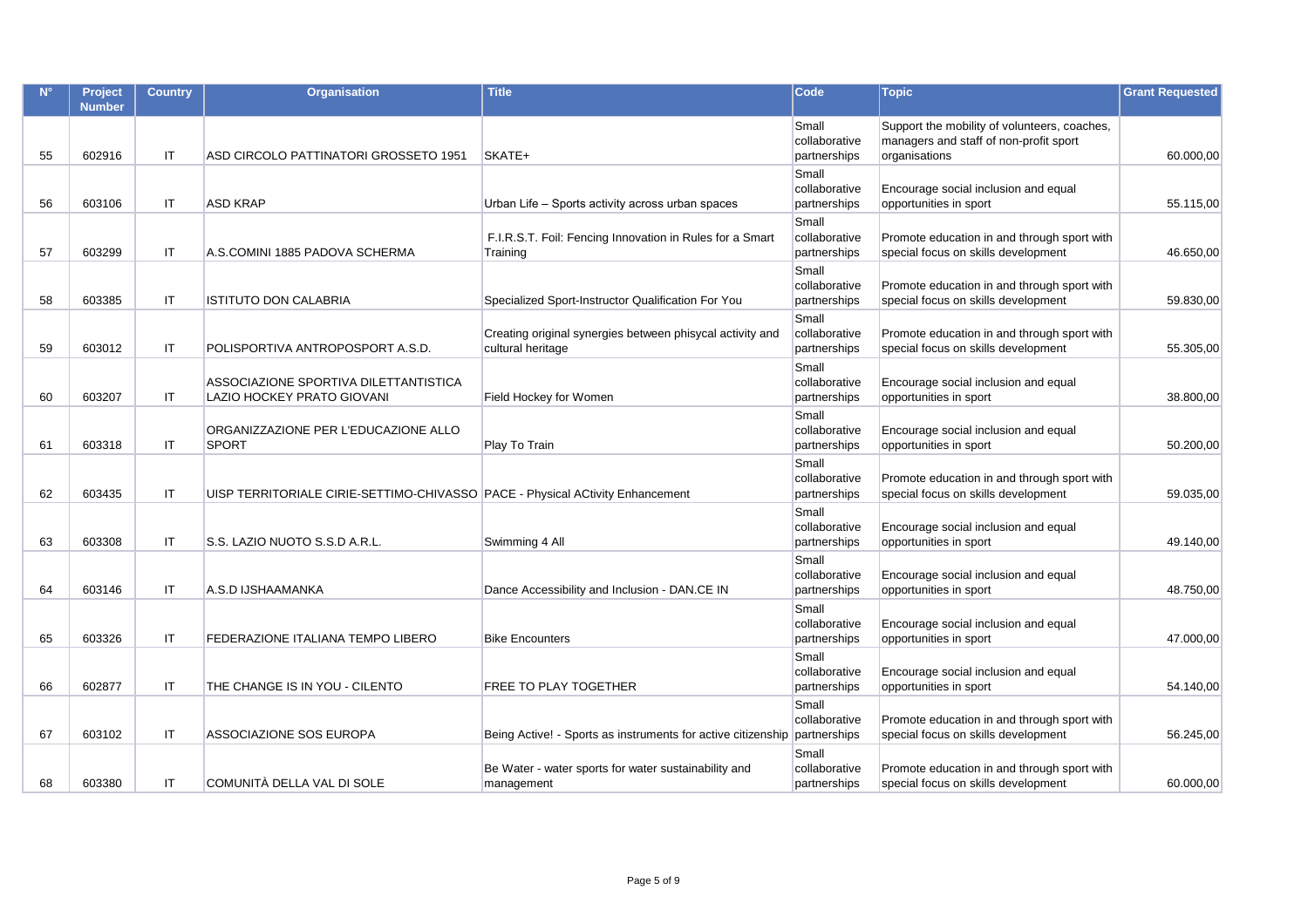| N° | Project Number | Country | Organisation | Title | Code | Topic | Grant Requested |
|---|---|---|---|---|---|---|---|
| 55 | 602916 | IT | ASD CIRCOLO PATTINATORI GROSSETO 1951 | SKATE+ | Small collaborative partnerships | Support the mobility of volunteers, coaches, managers and staff of non-profit sport organisations | 60.000,00 |
| 56 | 603106 | IT | ASD KRAP | Urban Life – Sports activity across urban spaces | Small collaborative partnerships | Encourage social inclusion and equal opportunities in sport | 55.115,00 |
| 57 | 603299 | IT | A.S.COMINI 1885 PADOVA SCHERMA | F.I.R.S.T. Foil: Fencing Innovation in Rules for a Smart Training | Small collaborative partnerships | Promote education in and through sport with special focus on skills development | 46.650,00 |
| 58 | 603385 | IT | ISTITUTO DON CALABRIA | Specialized Sport-Instructor Qualification For You | Small collaborative partnerships | Promote education in and through sport with special focus on skills development | 59.830,00 |
| 59 | 603012 | IT | POLISPORTIVA ANTROPOSPORT A.S.D. | Creating original synergies between phisycal activity and cultural heritage | Small collaborative partnerships | Promote education in and through sport with special focus on skills development | 55.305,00 |
| 60 | 603207 | IT | ASSOCIAZIONE SPORTIVA DILETTANTISTICA LAZIO HOCKEY PRATO GIOVANI | Field Hockey for Women | Small collaborative partnerships | Encourage social inclusion and equal opportunities in sport | 38.800,00 |
| 61 | 603318 | IT | ORGANIZZAZIONE PER L'EDUCAZIONE ALLO SPORT | Play To Train | Small collaborative partnerships | Encourage social inclusion and equal opportunities in sport | 50.200,00 |
| 62 | 603435 | IT | UISP TERRITORIALE CIRIE-SETTIMO-CHIVASSO | PACE - Physical ACtivity Enhancement | Small collaborative partnerships | Promote education in and through sport with special focus on skills development | 59.035,00 |
| 63 | 603308 | IT | S.S. LAZIO NUOTO S.S.D A.R.L. | Swimming 4 All | Small collaborative partnerships | Encourage social inclusion and equal opportunities in sport | 49.140,00 |
| 64 | 603146 | IT | A.S.D IJSHAAMANKA | Dance Accessibility and Inclusion - DAN.CE IN | Small collaborative partnerships | Encourage social inclusion and equal opportunities in sport | 48.750,00 |
| 65 | 603326 | IT | FEDERAZIONE ITALIANA TEMPO LIBERO | Bike Encounters | Small collaborative partnerships | Encourage social inclusion and equal opportunities in sport | 47.000,00 |
| 66 | 602877 | IT | THE CHANGE IS IN YOU - CILENTO | FREE TO PLAY TOGETHER | Small collaborative partnerships | Encourage social inclusion and equal opportunities in sport | 54.140,00 |
| 67 | 603102 | IT | ASSOCIAZIONE SOS EUROPA | Being Active! - Sports as instruments for active citizenship | Small collaborative partnerships | Promote education in and through sport with special focus on skills development | 56.245,00 |
| 68 | 603380 | IT | COMUNITÀ DELLA VAL DI SOLE | Be Water - water sports for water sustainability and management | Small collaborative partnerships | Promote education in and through sport with special focus on skills development | 60.000,00 |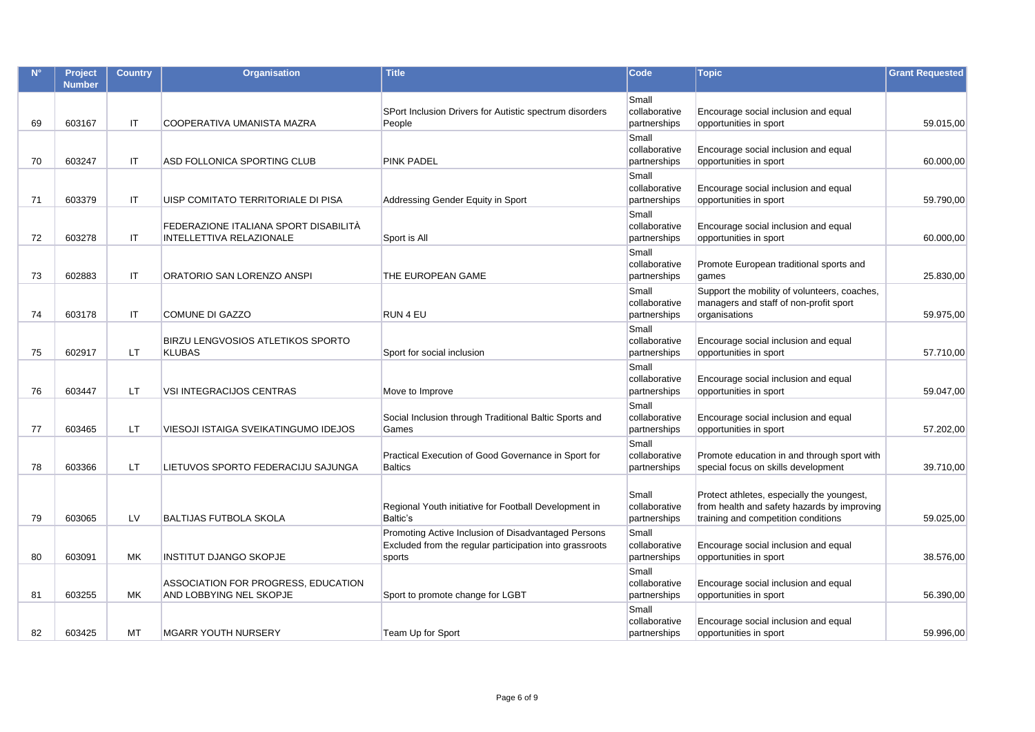| N° | Project Number | Country | Organisation | Title | Code | Topic | Grant Requested |
|---|---|---|---|---|---|---|---|
| 69 | 603167 | IT | COOPERATIVA UMANISTA MAZRA | SPort Inclusion Drivers for Autistic spectrum disorders People | Small collaborative partnerships | Encourage social inclusion and equal opportunities in sport | 59.015,00 |
| 70 | 603247 | IT | ASD FOLLONICA SPORTING CLUB | PINK PADEL | Small collaborative partnerships | Encourage social inclusion and equal opportunities in sport | 60.000,00 |
| 71 | 603379 | IT | UISP COMITATO TERRITORIALE DI PISA | Addressing Gender Equity in Sport | Small collaborative partnerships | Encourage social inclusion and equal opportunities in sport | 59.790,00 |
| 72 | 603278 | IT | FEDERAZIONE ITALIANA SPORT DISABILITÀ INTELLETTIVA RELAZIONALE | Sport is All | Small collaborative partnerships | Encourage social inclusion and equal opportunities in sport | 60.000,00 |
| 73 | 602883 | IT | ORATORIO SAN LORENZO ANSPI | THE EUROPEAN GAME | Small collaborative partnerships | Promote European traditional sports and games | 25.830,00 |
| 74 | 603178 | IT | COMUNE DI GAZZO | RUN 4 EU | Small collaborative partnerships | Support the mobility of volunteers, coaches, managers and staff of non-profit sport organisations | 59.975,00 |
| 75 | 602917 | LT | BIRZU LENGVOSIOS ATLETIKOS SPORTO KLUBAS | Sport for social inclusion | Small collaborative partnerships | Encourage social inclusion and equal opportunities in sport | 57.710,00 |
| 76 | 603447 | LT | VSI INTEGRACIJOS CENTRAS | Move to Improve | Small collaborative partnerships | Encourage social inclusion and equal opportunities in sport | 59.047,00 |
| 77 | 603465 | LT | VIESOJI ISTAIGA SVEIKATINGUMO IDEJOS | Social Inclusion through Traditional Baltic Sports and Games | Small collaborative partnerships | Encourage social inclusion and equal opportunities in sport | 57.202,00 |
| 78 | 603366 | LT | LIETUVOS SPORTO FEDERACIJU SAJUNGA | Practical Execution of Good Governance in Sport for Baltics | Small collaborative partnerships | Promote education in and through sport with special focus on skills development | 39.710,00 |
| 79 | 603065 | LV | BALTIJAS FUTBOLA SKOLA | Regional Youth initiative for Football Development in Baltic's | Small collaborative partnerships | Protect athletes, especially the youngest, from health and safety hazards by improving training and competition conditions | 59.025,00 |
| 80 | 603091 | MK | INSTITUT DJANGO SKOPJE | Promoting Active Inclusion of Disadvantaged Persons Excluded from the regular participation into grassroots sports | Small collaborative partnerships | Encourage social inclusion and equal opportunities in sport | 38.576,00 |
| 81 | 603255 | MK | ASSOCIATION FOR PROGRESS, EDUCATION AND LOBBYING NEL SKOPJE | Sport to promote change for LGBT | Small collaborative partnerships | Encourage social inclusion and equal opportunities in sport | 56.390,00 |
| 82 | 603425 | MT | MGARR YOUTH NURSERY | Team Up for Sport | Small collaborative partnerships | Encourage social inclusion and equal opportunities in sport | 59.996,00 |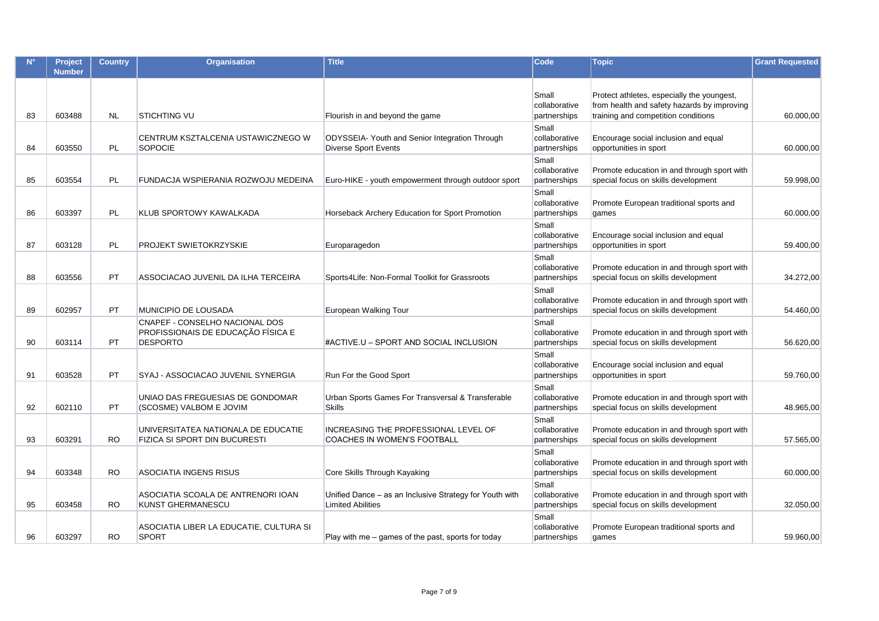| N° | Project Number | Country | Organisation | Title | Code | Topic | Grant Requested |
|---|---|---|---|---|---|---|---|
| 83 | 603488 | NL | STICHTING VU | Flourish in and beyond the game | Small collaborative partnerships | Protect athletes, especially the youngest, from health and safety hazards by improving training and competition conditions | 60.000,00 |
| 84 | 603550 | PL | CENTRUM KSZTALCENIA USTAWICZNEGO W SOPOCIE | ODYSSEIA- Youth and Senior Integration Through Diverse Sport Events | Small collaborative partnerships | Encourage social inclusion and equal opportunities in sport | 60.000,00 |
| 85 | 603554 | PL | FUNDACJA WSPIERANIA ROZWOJU MEDEINA | Euro-HIKE - youth empowerment through outdoor sport | Small collaborative partnerships | Promote education in and through sport with special focus on skills development | 59.998,00 |
| 86 | 603397 | PL | KLUB SPORTOWY KAWALKADA | Horseback Archery Education for Sport Promotion | Small collaborative partnerships | Promote European traditional sports and games | 60.000,00 |
| 87 | 603128 | PL | PROJEKT SWIETOKRZYSKIE | Europaragedon | Small collaborative partnerships | Encourage social inclusion and equal opportunities in sport | 59.400,00 |
| 88 | 603556 | PT | ASSOCIACAO JUVENIL DA ILHA TERCEIRA | Sports4Life: Non-Formal Toolkit for Grassroots | Small collaborative partnerships | Promote education in and through sport with special focus on skills development | 34.272,00 |
| 89 | 602957 | PT | MUNICIPIO DE LOUSADA | European Walking Tour | Small collaborative partnerships | Promote education in and through sport with special focus on skills development | 54.460,00 |
| 90 | 603114 | PT | CNAPEF - CONSELHO NACIONAL DOS PROFISSIONAIS DE EDUCAÇÃO FÍSICA E DESPORTO | #ACTIVE.U – SPORT AND SOCIAL INCLUSION | Small collaborative partnerships | Promote education in and through sport with special focus on skills development | 56.620,00 |
| 91 | 603528 | PT | SYAJ - ASSOCIACAO JUVENIL SYNERGIA | Run For the Good Sport | Small collaborative partnerships | Encourage social inclusion and equal opportunities in sport | 59.760,00 |
| 92 | 602110 | PT | UNIAO DAS FREGUESIAS DE GONDOMAR (SCOSME) VALBOM E JOVIM | Urban Sports Games For Transversal & Transferable Skills | Small collaborative partnerships | Promote education in and through sport with special focus on skills development | 48.965,00 |
| 93 | 603291 | RO | UNIVERSITATEA NATIONALA DE EDUCATIE FIZICA SI SPORT DIN BUCURESTI | INCREASING THE PROFESSIONAL LEVEL OF COACHES IN WOMEN'S FOOTBALL | Small collaborative partnerships | Promote education in and through sport with special focus on skills development | 57.565,00 |
| 94 | 603348 | RO | ASOCIATIA INGENS RISUS | Core Skills Through Kayaking | Small collaborative partnerships | Promote education in and through sport with special focus on skills development | 60.000,00 |
| 95 | 603458 | RO | ASOCIATIA SCOALA DE ANTRENORI IOAN KUNST GHERMANESCU | Unified Dance – as an Inclusive Strategy for Youth with Limited Abilities | Small collaborative partnerships | Promote education in and through sport with special focus on skills development | 32.050,00 |
| 96 | 603297 | RO | ASOCIATIA LIBER LA EDUCATIE, CULTURA SI SPORT | Play with me – games of the past, sports for today | Small collaborative partnerships | Promote European traditional sports and games | 59.960,00 |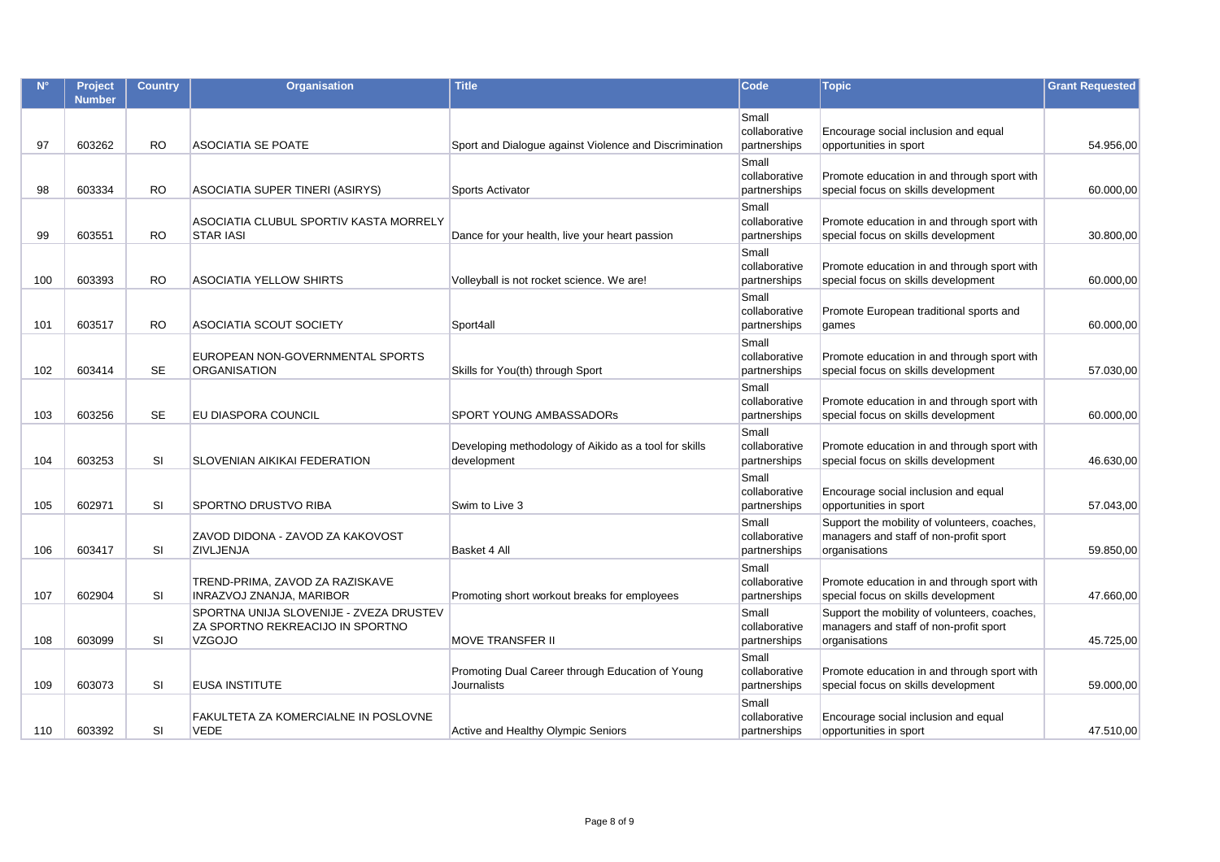| N° | Project Number | Country | Organisation | Title | Code | Topic | Grant Requested |
|---|---|---|---|---|---|---|---|
| 97 | 603262 | RO | ASOCIATIA SE POATE | Sport and Dialogue against Violence and Discrimination | Small collaborative partnerships | Encourage social inclusion and equal opportunities in sport | 54.956,00 |
| 98 | 603334 | RO | ASOCIATIA SUPER TINERI (ASIRYS) | Sports Activator | Small collaborative partnerships | Promote education in and through sport with special focus on skills development | 60.000,00 |
| 99 | 603551 | RO | ASOCIATIA CLUBUL SPORTIV KASTA MORRELY STAR IASI | Dance for your health, live your heart passion | Small collaborative partnerships | Promote education in and through sport with special focus on skills development | 30.800,00 |
| 100 | 603393 | RO | ASOCIATIA YELLOW SHIRTS | Volleyball is not rocket science. We are! | Small collaborative partnerships | Promote education in and through sport with special focus on skills development | 60.000,00 |
| 101 | 603517 | RO | ASOCIATIA SCOUT SOCIETY | Sport4all | Small collaborative partnerships | Promote European traditional sports and games | 60.000,00 |
| 102 | 603414 | SE | EUROPEAN NON-GOVERNMENTAL SPORTS ORGANISATION | Skills for You(th) through Sport | Small collaborative partnerships | Promote education in and through sport with special focus on skills development | 57.030,00 |
| 103 | 603256 | SE | EU DIASPORA COUNCIL | SPORT YOUNG AMBASSADORs | Small collaborative partnerships | Promote education in and through sport with special focus on skills development | 60.000,00 |
| 104 | 603253 | SI | SLOVENIAN AIKIKAI FEDERATION | Developing methodology of Aikido as a tool for skills development | Small collaborative partnerships | Promote education in and through sport with special focus on skills development | 46.630,00 |
| 105 | 602971 | SI | SPORTNO DRUSTVO RIBA | Swim to Live 3 | Small collaborative partnerships | Encourage social inclusion and equal opportunities in sport | 57.043,00 |
| 106 | 603417 | SI | ZAVOD DIDONA - ZAVOD ZA KAKOVOST ZIVLJENJA | Basket 4 All | Small collaborative partnerships | Support the mobility of volunteers, coaches, managers and staff of non-profit sport organisations | 59.850,00 |
| 107 | 602904 | SI | TREND-PRIMA, ZAVOD ZA RAZISKAVE INRAZVOJ ZNANJA, MARIBOR | Promoting short workout breaks for employees | Small collaborative partnerships | Promote education in and through sport with special focus on skills development | 47.660,00 |
| 108 | 603099 | SI | SPORTNA UNIJA SLOVENIJE - ZVEZA DRUSTEV ZA SPORTNO REKREACIJO IN SPORTNO VZGOJO | MOVE TRANSFER II | Small collaborative partnerships | Support the mobility of volunteers, coaches, managers and staff of non-profit sport organisations | 45.725,00 |
| 109 | 603073 | SI | EUSA INSTITUTE | Promoting Dual Career through Education of Young Journalists | Small collaborative partnerships | Promote education in and through sport with special focus on skills development | 59.000,00 |
| 110 | 603392 | SI | FAKULTETA ZA KOMERCIALNE IN POSLOVNE VEDE | Active and Healthy Olympic Seniors | Small collaborative partnerships | Encourage social inclusion and equal opportunities in sport | 47.510,00 |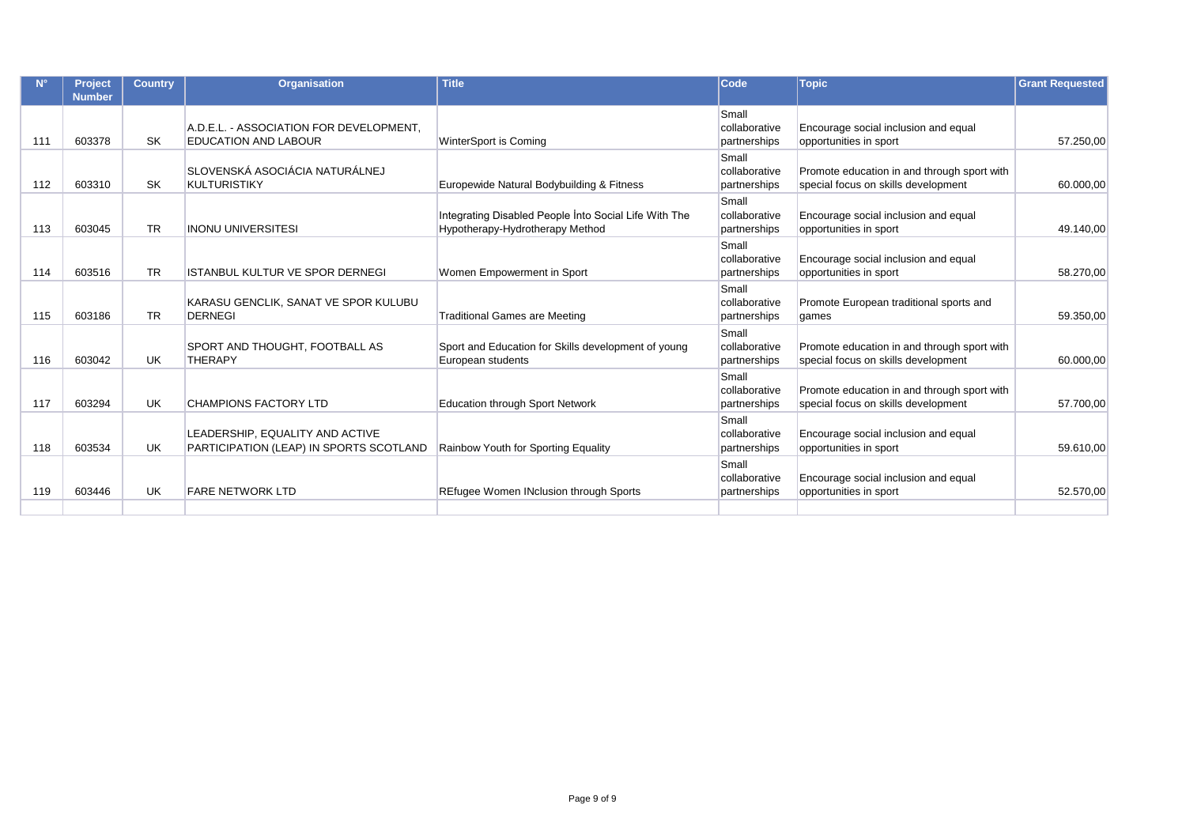| N° | Project Number | Country | Organisation | Title | Code | Topic | Grant Requested |
|---|---|---|---|---|---|---|---|
| 111 | 603378 | SK | A.D.E.L. - ASSOCIATION FOR DEVELOPMENT, EDUCATION AND LABOUR | WinterSport is Coming | Small collaborative partnerships | Encourage social inclusion and equal opportunities in sport | 57.250,00 |
| 112 | 603310 | SK | SLOVENSKÁ ASOCIÁCIA NATURÁLNEJ KULTURISTIKY | Europewide Natural Bodybuilding & Fitness | Small collaborative partnerships | Promote education in and through sport with special focus on skills development | 60.000,00 |
| 113 | 603045 | TR | INONU UNIVERSITESI | Integrating Disabled People İnto Social Life With The Hypotherapy-Hydrotherapy Method | Small collaborative partnerships | Encourage social inclusion and equal opportunities in sport | 49.140,00 |
| 114 | 603516 | TR | ISTANBUL KULTUR VE SPOR DERNEGI | Women Empowerment in Sport | Small collaborative partnerships | Encourage social inclusion and equal opportunities in sport | 58.270,00 |
| 115 | 603186 | TR | KARASU GENCLIK, SANAT VE SPOR KULUBU DERNEGI | Traditional Games are Meeting | Small collaborative partnerships | Promote European traditional sports and games | 59.350,00 |
| 116 | 603042 | UK | SPORT AND THOUGHT, FOOTBALL AS THERAPY | Sport and Education for Skills development of young European students | Small collaborative partnerships | Promote education in and through sport with special focus on skills development | 60.000,00 |
| 117 | 603294 | UK | CHAMPIONS FACTORY LTD | Education through Sport Network | Small collaborative partnerships | Promote education in and through sport with special focus on skills development | 57.700,00 |
| 118 | 603534 | UK | LEADERSHIP, EQUALITY AND ACTIVE PARTICIPATION (LEAP) IN SPORTS SCOTLAND | Rainbow Youth for Sporting Equality | Small collaborative partnerships | Encourage social inclusion and equal opportunities in sport | 59.610,00 |
| 119 | 603446 | UK | FARE NETWORK LTD | REfugee Women INclusion through Sports | Small collaborative partnerships | Encourage social inclusion and equal opportunities in sport | 52.570,00 |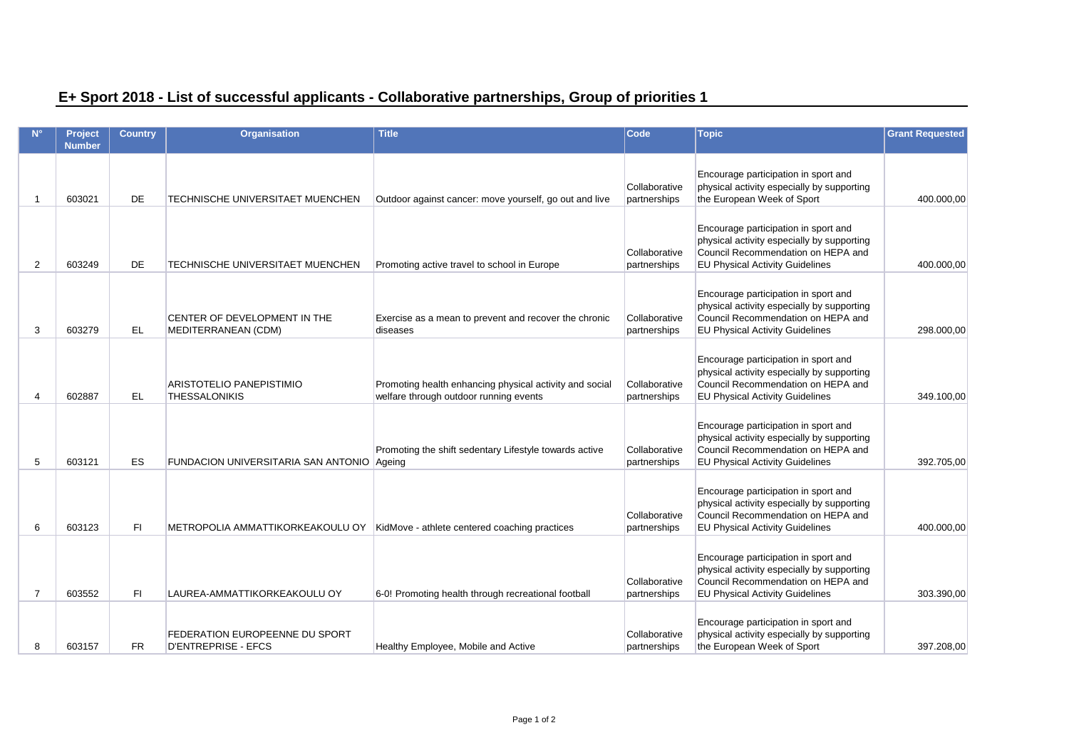## E+ Sport 2018 - List of successful applicants - Collaborative partnerships, Group of priorities 1

| N° | Project Number | Country | Organisation | Title | Code | Topic | Grant Requested |
|---|---|---|---|---|---|---|---|
| 1 | 603021 | DE | TECHNISCHE UNIVERSITAET MUENCHEN | Outdoor against cancer: move yourself, go out and live | Collaborative partnerships | Encourage participation in sport and physical activity especially by supporting the European Week of Sport | 400.000,00 |
| 2 | 603249 | DE | TECHNISCHE UNIVERSITAET MUENCHEN | Promoting active travel to school in Europe | Collaborative partnerships | Encourage participation in sport and physical activity especially by supporting Council Recommendation on HEPA and EU Physical Activity Guidelines | 400.000,00 |
| 3 | 603279 | EL | CENTER OF DEVELOPMENT IN THE MEDITERRANEAN (CDM) | Exercise as a mean to prevent and recover the chronic diseases | Collaborative partnerships | Encourage participation in sport and physical activity especially by supporting Council Recommendation on HEPA and EU Physical Activity Guidelines | 298.000,00 |
| 4 | 602887 | EL | ARISTOTELIO PANEPISTIMIO THESSALONIKIS | Promoting health enhancing physical activity and social welfare through outdoor running events | Collaborative partnerships | Encourage participation in sport and physical activity especially by supporting Council Recommendation on HEPA and EU Physical Activity Guidelines | 349.100,00 |
| 5 | 603121 | ES | FUNDACION UNIVERSITARIA SAN ANTONIO | Promoting the shift sedentary Lifestyle towards active Ageing | Collaborative partnerships | Encourage participation in sport and physical activity especially by supporting Council Recommendation on HEPA and EU Physical Activity Guidelines | 392.705,00 |
| 6 | 603123 | FI | METROPOLIA AMMATTIKORKEAKOULU OY | KidMove - athlete centered coaching practices | Collaborative partnerships | Encourage participation in sport and physical activity especially by supporting Council Recommendation on HEPA and EU Physical Activity Guidelines | 400.000,00 |
| 7 | 603552 | FI | LAUREA-AMMATTIKORKEAKOULU OY | 6-0! Promoting health through recreational football | Collaborative partnerships | Encourage participation in sport and physical activity especially by supporting Council Recommendation on HEPA and EU Physical Activity Guidelines | 303.390,00 |
| 8 | 603157 | FR | FEDERATION EUROPEENNE DU SPORT D'ENTREPRISE - EFCS | Healthy Employee, Mobile and Active | Collaborative partnerships | Encourage participation in sport and physical activity especially by supporting the European Week of Sport | 397.208,00 |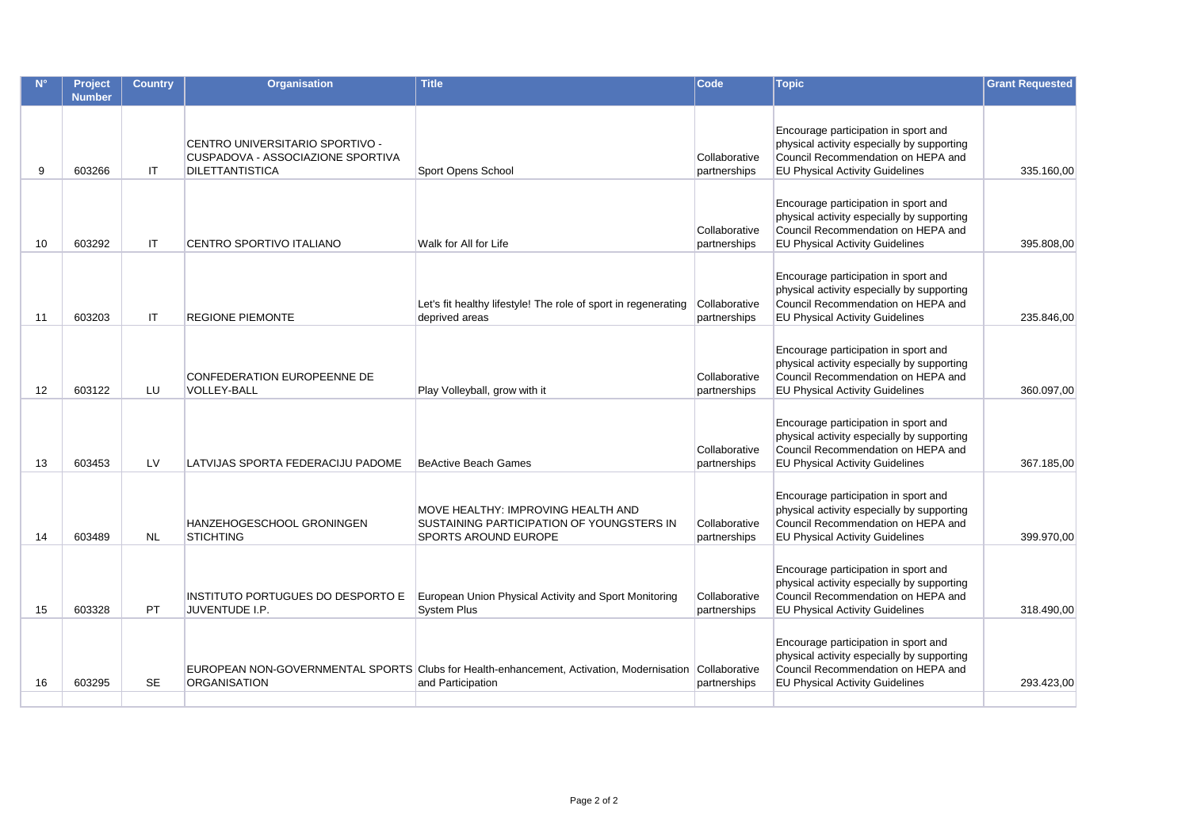| N° | Project Number | Country | Organisation | Title | Code | Topic | Grant Requested |
|---|---|---|---|---|---|---|---|
| 9 | 603266 | IT | CENTRO UNIVERSITARIO SPORTIVO - CUSPADOVA - ASSOCIAZIONE SPORTIVA DILETTANTISTICA | Sport Opens School | Collaborative partnerships | Encourage participation in sport and physical activity especially by supporting Council Recommendation on HEPA and EU Physical Activity Guidelines | 335.160,00 |
| 10 | 603292 | IT | CENTRO SPORTIVO ITALIANO | Walk for All for Life | Collaborative partnerships | Encourage participation in sport and physical activity especially by supporting Council Recommendation on HEPA and EU Physical Activity Guidelines | 395.808,00 |
| 11 | 603203 | IT | REGIONE PIEMONTE | Let's fit healthy lifestyle! The role of sport in regenerating deprived areas | Collaborative partnerships | Encourage participation in sport and physical activity especially by supporting Council Recommendation on HEPA and EU Physical Activity Guidelines | 235.846,00 |
| 12 | 603122 | LU | CONFEDERATION EUROPEENNE DE VOLLEY-BALL | Play Volleyball, grow with it | Collaborative partnerships | Encourage participation in sport and physical activity especially by supporting Council Recommendation on HEPA and EU Physical Activity Guidelines | 360.097,00 |
| 13 | 603453 | LV | LATVIJAS SPORTA FEDERACIJU PADOME | BeActive Beach Games | Collaborative partnerships | Encourage participation in sport and physical activity especially by supporting Council Recommendation on HEPA and EU Physical Activity Guidelines | 367.185,00 |
| 14 | 603489 | NL | HANZEHOGESCHOOL GRONINGEN STICHTING | MOVE HEALTHY: IMPROVING HEALTH AND SUSTAINING PARTICIPATION OF YOUNGSTERS IN SPORTS AROUND EUROPE | Collaborative partnerships | Encourage participation in sport and physical activity especially by supporting Council Recommendation on HEPA and EU Physical Activity Guidelines | 399.970,00 |
| 15 | 603328 | PT | INSTITUTO PORTUGUES DO DESPORTO E JUVENTUDE I.P. | European Union Physical Activity and Sport Monitoring System Plus | Collaborative partnerships | Encourage participation in sport and physical activity especially by supporting Council Recommendation on HEPA and EU Physical Activity Guidelines | 318.490,00 |
| 16 | 603295 | SE | EUROPEAN NON-GOVERNMENTAL SPORTS ORGANISATION | Clubs for Health-enhancement, Activation, Modernisation and Participation | Collaborative partnerships | Encourage participation in sport and physical activity especially by supporting Council Recommendation on HEPA and EU Physical Activity Guidelines | 293.423,00 |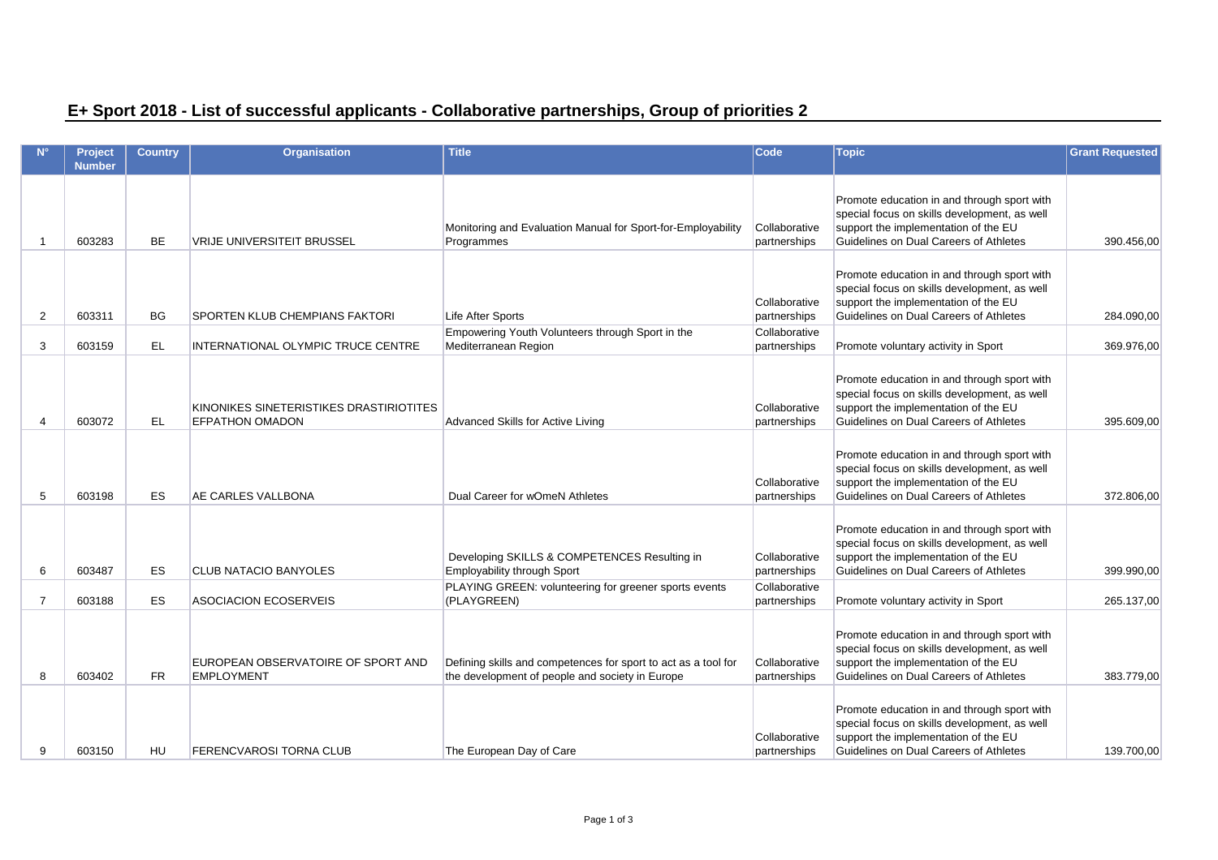## E+ Sport 2018 - List of successful applicants - Collaborative partnerships, Group of priorities 2

| N° | Project Number | Country | Organisation | Title | Code | Topic | Grant Requested |
|---|---|---|---|---|---|---|---|
| 1 | 603283 | BE | VRIJE UNIVERSITEIT BRUSSEL | Monitoring and Evaluation Manual for Sport-for-Employability Programmes | Collaborative partnerships | Promote education in and through sport with special focus on skills development, as well support the implementation of the EU Guidelines on Dual Careers of Athletes | 390.456,00 |
| 2 | 603311 | BG | SPORTEN KLUB CHEMPIANS FAKTORI | Life After Sports | Collaborative partnerships | Promote education in and through sport with special focus on skills development, as well support the implementation of the EU Guidelines on Dual Careers of Athletes | 284.090,00 |
| 3 | 603159 | EL | INTERNATIONAL OLYMPIC TRUCE CENTRE | Empowering Youth Volunteers through Sport in the Mediterranean Region | Collaborative partnerships | Promote voluntary activity in Sport | 369.976,00 |
| 4 | 603072 | EL | KINONIKES SINETERISTIKES DRASTIRIOTITES EFPATHON OMADON | Advanced Skills for Active Living | Collaborative partnerships | Promote education in and through sport with special focus on skills development, as well support the implementation of the EU Guidelines on Dual Careers of Athletes | 395.609,00 |
| 5 | 603198 | ES | AE CARLES VALLBONA | Dual Career for wOmeN Athletes | Collaborative partnerships | Promote education in and through sport with special focus on skills development, as well support the implementation of the EU Guidelines on Dual Careers of Athletes | 372.806,00 |
| 6 | 603487 | ES | CLUB NATACIO BANYOLES | Developing SKILLS & COMPETENCES Resulting in Employability through Sport | Collaborative partnerships | Promote education in and through sport with special focus on skills development, as well support the implementation of the EU Guidelines on Dual Careers of Athletes | 399.990,00 |
| 7 | 603188 | ES | ASOCIACION ECOSERVEIS | PLAYING GREEN: volunteering for greener sports events (PLAYGREEN) | Collaborative partnerships | Promote voluntary activity in Sport | 265.137,00 |
| 8 | 603402 | FR | EUROPEAN OBSERVATOIRE OF SPORT AND EMPLOYMENT | Defining skills and competences for sport to act as a tool for the development of people and society in Europe | Collaborative partnerships | Promote education in and through sport with special focus on skills development, as well support the implementation of the EU Guidelines on Dual Careers of Athletes | 383.779,00 |
| 9 | 603150 | HU | FERENCVAROSI TORNA CLUB | The European Day of Care | Collaborative partnerships | Promote education in and through sport with special focus on skills development, as well support the implementation of the EU Guidelines on Dual Careers of Athletes | 139.700,00 |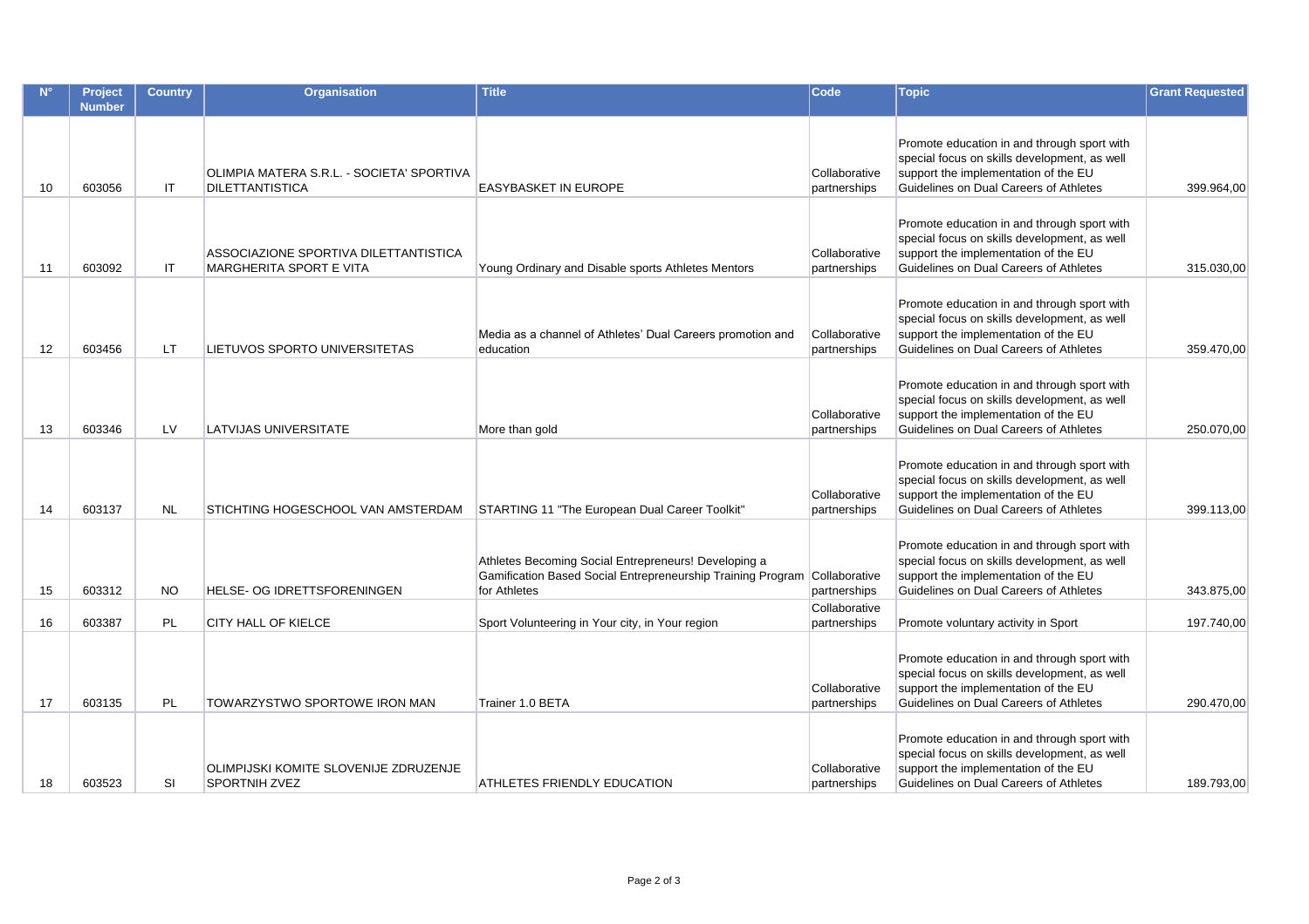| N° | Project Number | Country | Organisation | Title | Code | Topic | Grant Requested |
|---|---|---|---|---|---|---|---|
| 10 | 603056 | IT | OLIMPIA MATERA S.R.L. - SOCIETA' SPORTIVA DILETTANTISTICA | EASYBASKET IN EUROPE | Collaborative partnerships | Promote education in and through sport with special focus on skills development, as well support the implementation of the EU Guidelines on Dual Careers of Athletes | 399.964,00 |
| 11 | 603092 | IT | ASSOCIAZIONE SPORTIVA DILETTANTISTICA MARGHERITA SPORT E VITA | Young Ordinary and Disable sports Athletes Mentors | Collaborative partnerships | Promote education in and through sport with special focus on skills development, as well support the implementation of the EU Guidelines on Dual Careers of Athletes | 315.030,00 |
| 12 | 603456 | LT | LIETUVOS SPORTO UNIVERSITETAS | Media as a channel of Athletes' Dual Careers promotion and education | Collaborative partnerships | Promote education in and through sport with special focus on skills development, as well support the implementation of the EU Guidelines on Dual Careers of Athletes | 359.470,00 |
| 13 | 603346 | LV | LATVIJAS UNIVERSITATE | More than gold | Collaborative partnerships | Promote education in and through sport with special focus on skills development, as well support the implementation of the EU Guidelines on Dual Careers of Athletes | 250.070,00 |
| 14 | 603137 | NL | STICHTING HOGESCHOOL VAN AMSTERDAM | STARTING 11 "The European Dual Career Toolkit" | Collaborative partnerships | Promote education in and through sport with special focus on skills development, as well support the implementation of the EU Guidelines on Dual Careers of Athletes | 399.113,00 |
| 15 | 603312 | NO | HELSE- OG IDRETTSFORENINGEN | Athletes Becoming Social Entrepreneurs! Developing a Gamification Based Social Entrepreneurship Training Program for Athletes | Collaborative partnerships | Promote education in and through sport with special focus on skills development, as well support the implementation of the EU Guidelines on Dual Careers of Athletes | 343.875,00 |
| 16 | 603387 | PL | CITY HALL OF KIELCE | Sport Volunteering in Your city, in Your region | Collaborative partnerships | Promote voluntary activity in Sport | 197.740,00 |
| 17 | 603135 | PL | TOWARZYSTWO SPORTOWE IRON MAN | Trainer 1.0 BETA | Collaborative partnerships | Promote education in and through sport with special focus on skills development, as well support the implementation of the EU Guidelines on Dual Careers of Athletes | 290.470,00 |
| 18 | 603523 | SI | OLIMPIJSKI KOMITE SLOVENIJE ZDRUZENJE SPORTNIH ZVEZ | ATHLETES FRIENDLY EDUCATION | Collaborative partnerships | Promote education in and through sport with special focus on skills development, as well support the implementation of the EU Guidelines on Dual Careers of Athletes | 189.793,00 |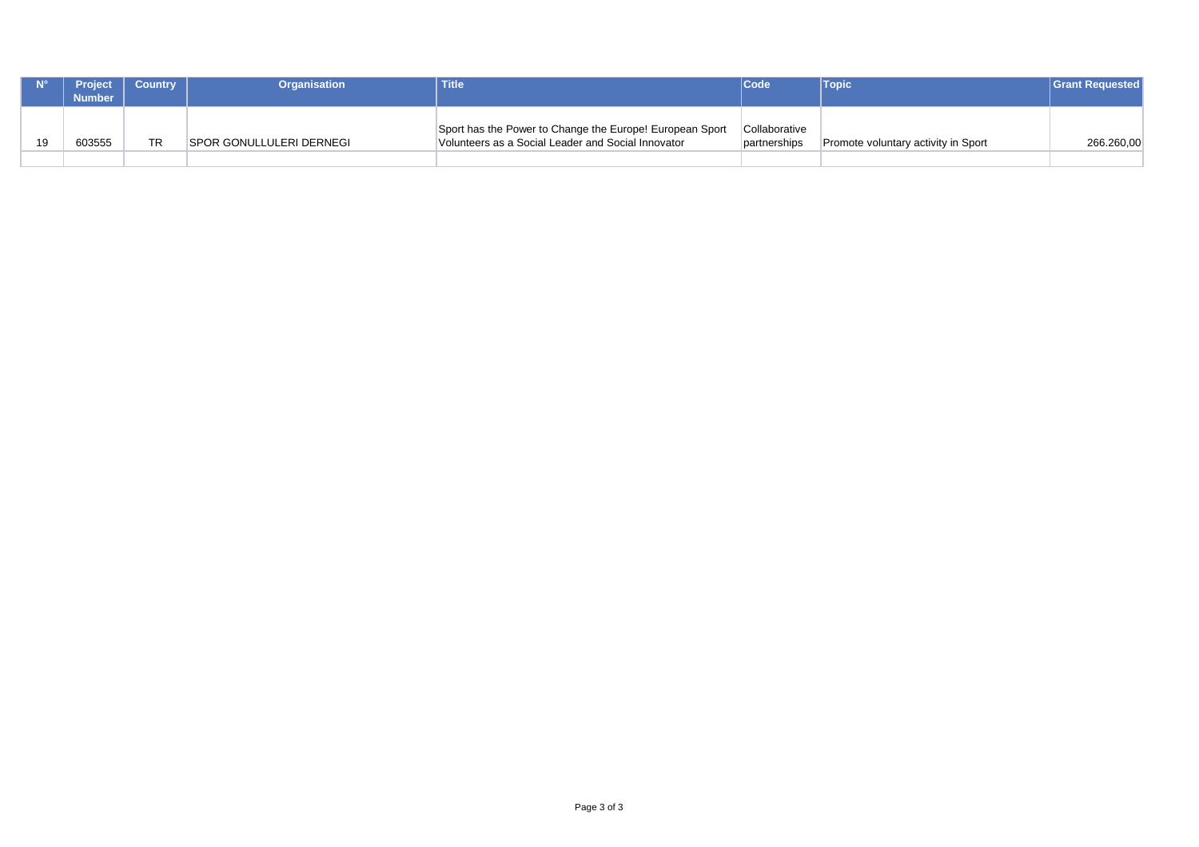| N° | Project Number | Country | Organisation | Title | Code | Topic | Grant Requested |
|---|---|---|---|---|---|---|---|
| 19 | 603555 | TR | SPOR GONULLULERI DERNEGI | Sport has the Power to Change the Europe! European Sport Volunteers as a Social Leader and Social Innovator | Collaborative partnerships | Promote voluntary activity in Sport | 266.260,00 |
| | | | | | | | |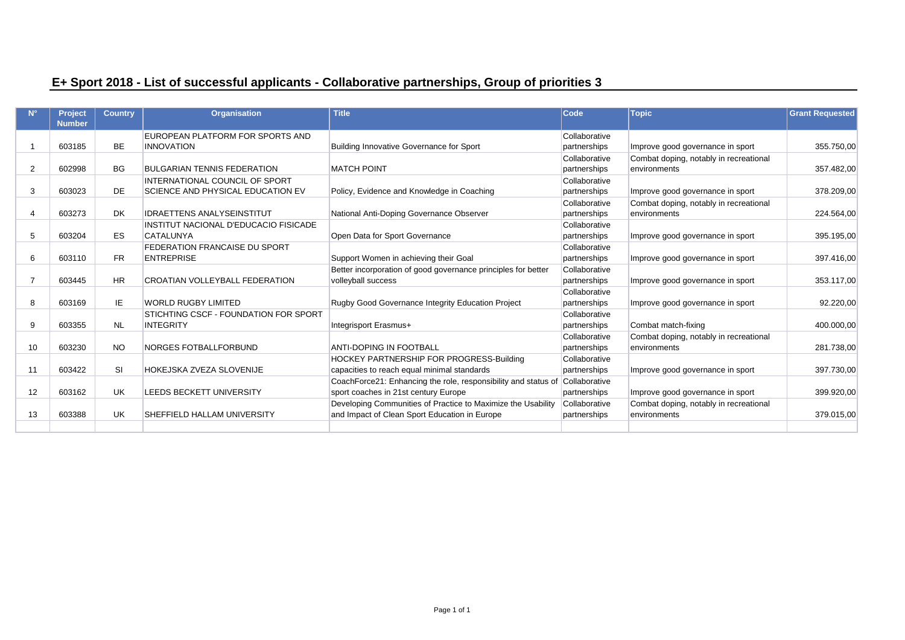## E+ Sport 2018 - List of successful applicants - Collaborative partnerships, Group of priorities 3

| N° | Project Number | Country | Organisation | Title | Code | Topic | Grant Requested |
|---|---|---|---|---|---|---|---|
| 1 | 603185 | BE | EUROPEAN PLATFORM FOR SPORTS AND INNOVATION | Building Innovative Governance for Sport | Collaborative partnerships | Improve good governance in sport | 355.750,00 |
| 2 | 602998 | BG | BULGARIAN TENNIS FEDERATION | MATCH POINT | Collaborative partnerships | Combat doping, notably in recreational environments | 357.482,00 |
| 3 | 603023 | DE | INTERNATIONAL COUNCIL OF SPORT SCIENCE AND PHYSICAL EDUCATION EV | Policy, Evidence and Knowledge in Coaching | Collaborative partnerships | Improve good governance in sport | 378.209,00 |
| 4 | 603273 | DK | IDRAETTENS ANALYSEINSTITUT | National Anti-Doping Governance Observer | Collaborative partnerships | Combat doping, notably in recreational environments | 224.564,00 |
| 5 | 603204 | ES | INSTITUT NACIONAL D'EDUCACIO FISICADE CATALUNYA | Open Data for Sport Governance | Collaborative partnerships | Improve good governance in sport | 395.195,00 |
| 6 | 603110 | FR | FEDERATION FRANCAISE DU SPORT ENTREPRISE | Support Women in achieving their Goal | Collaborative partnerships | Improve good governance in sport | 397.416,00 |
| 7 | 603445 | HR | CROATIAN VOLLEYBALL FEDERATION | Better incorporation of good governance principles for better volleyball success | Collaborative partnerships | Improve good governance in sport | 353.117,00 |
| 8 | 603169 | IE | WORLD RUGBY LIMITED | Rugby Good Governance Integrity Education Project | Collaborative partnerships | Improve good governance in sport | 92.220,00 |
| 9 | 603355 | NL | STICHTING CSCF - FOUNDATION FOR SPORT INTEGRITY | Integrisport Erasmus+ | Collaborative partnerships | Combat match-fixing | 400.000,00 |
| 10 | 603230 | NO | NORGES FOTBALLFORBUND | ANTI-DOPING IN FOOTBALL | Collaborative partnerships | Combat doping, notably in recreational environments | 281.738,00 |
| 11 | 603422 | SI | HOKEJSKA ZVEZA SLOVENIJE | HOCKEY PARTNERSHIP FOR PROGRESS-Building capacities to reach equal minimal standards | Collaborative partnerships | Improve good governance in sport | 397.730,00 |
| 12 | 603162 | UK | LEEDS BECKETT UNIVERSITY | CoachForce21: Enhancing the role, responsibility and status of sport coaches in 21st century Europe | Collaborative partnerships | Improve good governance in sport | 399.920,00 |
| 13 | 603388 | UK | SHEFFIELD HALLAM UNIVERSITY | Developing Communities of Practice to Maximize the Usability and Impact of Clean Sport Education in Europe | Collaborative partnerships | Combat doping, notably in recreational environments | 379.015,00 |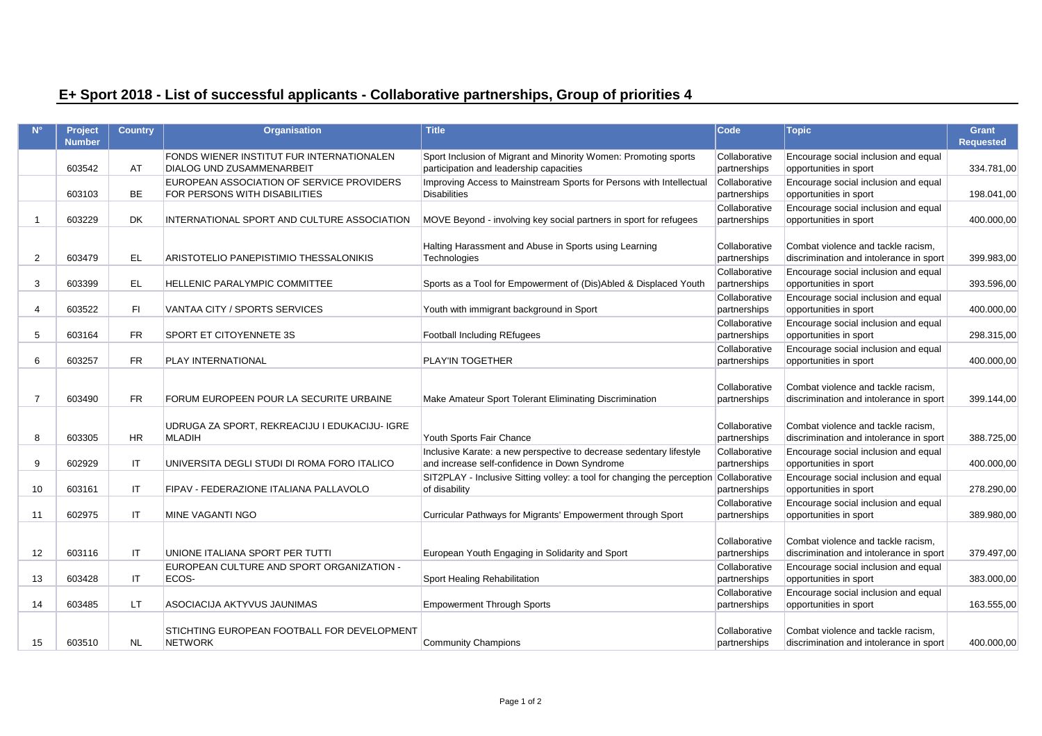## E+ Sport 2018 - List of successful applicants - Collaborative partnerships, Group of priorities 4

| N° | Project Number | Country | Organisation | Title | Code | Topic | Grant Requested |
|---|---|---|---|---|---|---|---|
| | 603542 | AT | FONDS WIENER INSTITUT FUR INTERNATIONALEN DIALOG UND ZUSAMMENARBEIT | Sport Inclusion of Migrant and Minority Women: Promoting sports participation and leadership capacities | Collaborative partnerships | Encourage social inclusion and equal opportunities in sport | 334.781,00 |
| | 603103 | BE | EUROPEAN ASSOCIATION OF SERVICE PROVIDERS FOR PERSONS WITH DISABILITIES | Improving Access to Mainstream Sports for Persons with Intellectual Disabilities | Collaborative partnerships | Encourage social inclusion and equal opportunities in sport | 198.041,00 |
| 1 | 603229 | DK | INTERNATIONAL SPORT AND CULTURE ASSOCIATION | MOVE Beyond - involving key social partners in sport for refugees | Collaborative partnerships | Encourage social inclusion and equal opportunities in sport | 400.000,00 |
| 2 | 603479 | EL | ARISTOTELIO PANEPISTIMIO THESSALONIKIS | Halting Harassment and Abuse in Sports using Learning Technologies | Collaborative partnerships | Combat violence and tackle racism, discrimination and intolerance in sport | 399.983,00 |
| 3 | 603399 | EL | HELLENIC PARALYMPIC COMMITTEE | Sports as a Tool for Empowerment of (Dis)Abled & Displaced Youth | Collaborative partnerships | Encourage social inclusion and equal opportunities in sport | 393.596,00 |
| 4 | 603522 | FI | VANTAA CITY / SPORTS SERVICES | Youth with immigrant background in Sport | Collaborative partnerships | Encourage social inclusion and equal opportunities in sport | 400.000,00 |
| 5 | 603164 | FR | SPORT ET CITOYENNETE 3S | Football Including REfugees | Collaborative partnerships | Encourage social inclusion and equal opportunities in sport | 298.315,00 |
| 6 | 603257 | FR | PLAY INTERNATIONAL | PLAY'IN TOGETHER | Collaborative partnerships | Encourage social inclusion and equal opportunities in sport | 400.000,00 |
| 7 | 603490 | FR | FORUM EUROPEEN POUR LA SECURITE URBAINE | Make Amateur Sport Tolerant Eliminating Discrimination | Collaborative partnerships | Combat violence and tackle racism, discrimination and intolerance in sport | 399.144,00 |
| 8 | 603305 | HR | UDRUGA ZA SPORT, REKREACIJU I EDUKACIJU- IGRE MLADIH | Youth Sports Fair Chance | Collaborative partnerships | Combat violence and tackle racism, discrimination and intolerance in sport | 388.725,00 |
| 9 | 602929 | IT | UNIVERSITA DEGLI STUDI DI ROMA FORO ITALICO | Inclusive Karate: a new perspective to decrease sedentary lifestyle and increase self-confidence in Down Syndrome | Collaborative partnerships | Encourage social inclusion and equal opportunities in sport | 400.000,00 |
| 10 | 603161 | IT | FIPAV - FEDERAZIONE ITALIANA PALLAVOLO | SIT2PLAY - Inclusive Sitting volley: a tool for changing the perception of disability | Collaborative partnerships | Encourage social inclusion and equal opportunities in sport | 278.290,00 |
| 11 | 602975 | IT | MINE VAGANTI NGO | Curricular Pathways for Migrants' Empowerment through Sport | Collaborative partnerships | Encourage social inclusion and equal opportunities in sport | 389.980,00 |
| 12 | 603116 | IT | UNIONE ITALIANA SPORT PER TUTTI | European Youth Engaging in Solidarity and Sport | Collaborative partnerships | Combat violence and tackle racism, discrimination and intolerance in sport | 379.497,00 |
| 13 | 603428 | IT | EUROPEAN CULTURE AND SPORT ORGANIZATION -ECOS- | Sport Healing Rehabilitation | Collaborative partnerships | Encourage social inclusion and equal opportunities in sport | 383.000,00 |
| 14 | 603485 | LT | ASOCIACIJA AKTYVUS JAUNIMAS | Empowerment Through Sports | Collaborative partnerships | Encourage social inclusion and equal opportunities in sport | 163.555,00 |
| 15 | 603510 | NL | STICHTING EUROPEAN FOOTBALL FOR DEVELOPMENT NETWORK | Community Champions | Collaborative partnerships | Combat violence and tackle racism, discrimination and intolerance in sport | 400.000,00 |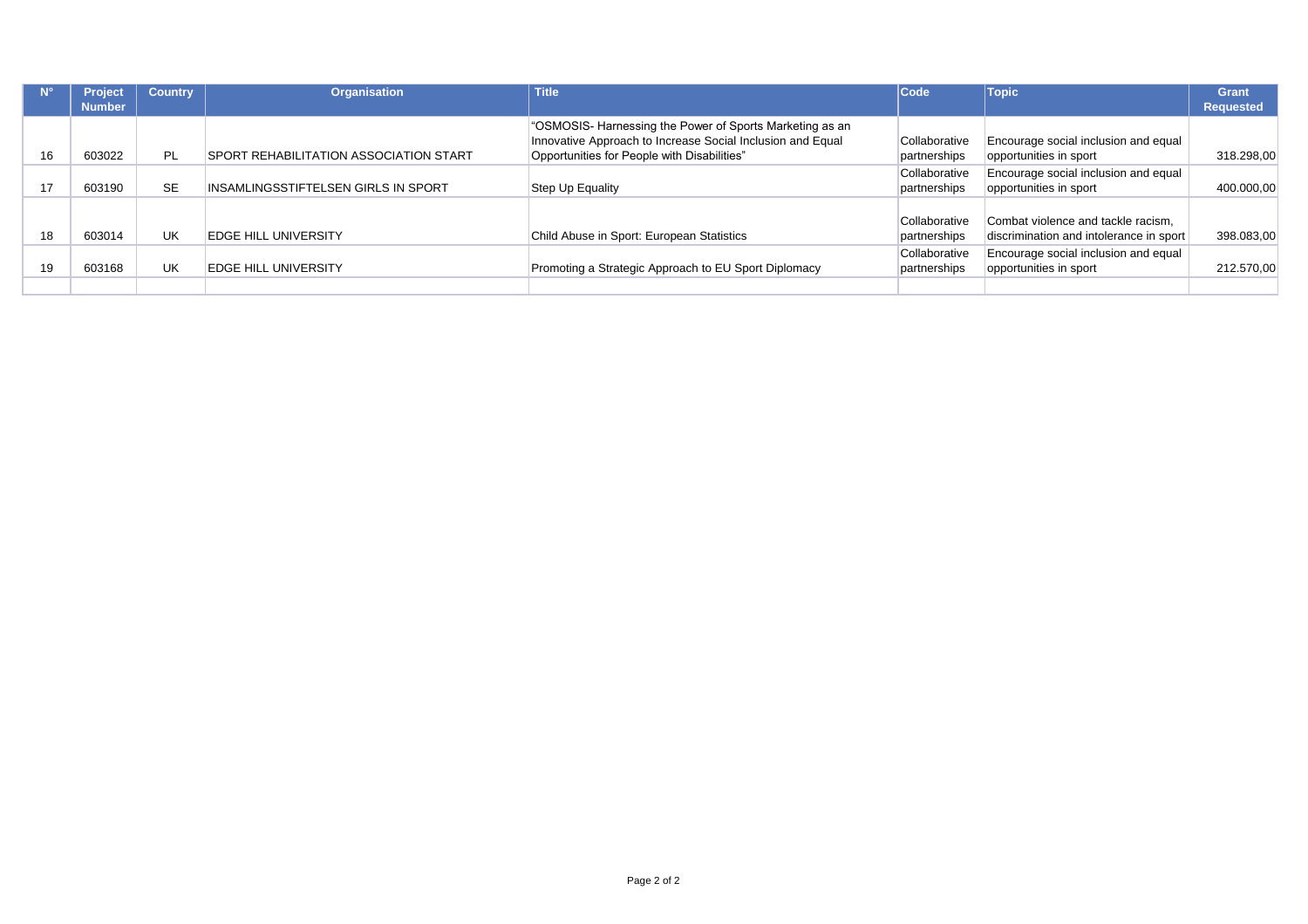| N° | Project Number | Country | Organisation | Title | Code | Topic | Grant Requested |
|---|---|---|---|---|---|---|---|
| 16 | 603022 | PL | SPORT REHABILITATION ASSOCIATION START | "OSMOSIS- Harnessing the Power of Sports Marketing as an Innovative Approach to Increase Social Inclusion and Equal Opportunities for People with Disabilities" | Collaborative partnerships | Encourage social inclusion and equal opportunities in sport | 318.298,00 |
| 17 | 603190 | SE | INSAMLINGSSTIFTELSEN GIRLS IN SPORT | Step Up Equality | Collaborative partnerships | Encourage social inclusion and equal opportunities in sport | 400.000,00 |
| 18 | 603014 | UK | EDGE HILL UNIVERSITY | Child Abuse in Sport: European Statistics | Collaborative partnerships | Combat violence and tackle racism, discrimination and intolerance in sport | 398.083,00 |
| 19 | 603168 | UK | EDGE HILL UNIVERSITY | Promoting a Strategic Approach to EU Sport Diplomacy | Collaborative partnerships | Encourage social inclusion and equal opportunities in sport | 212.570,00 |
| | | | | | | | |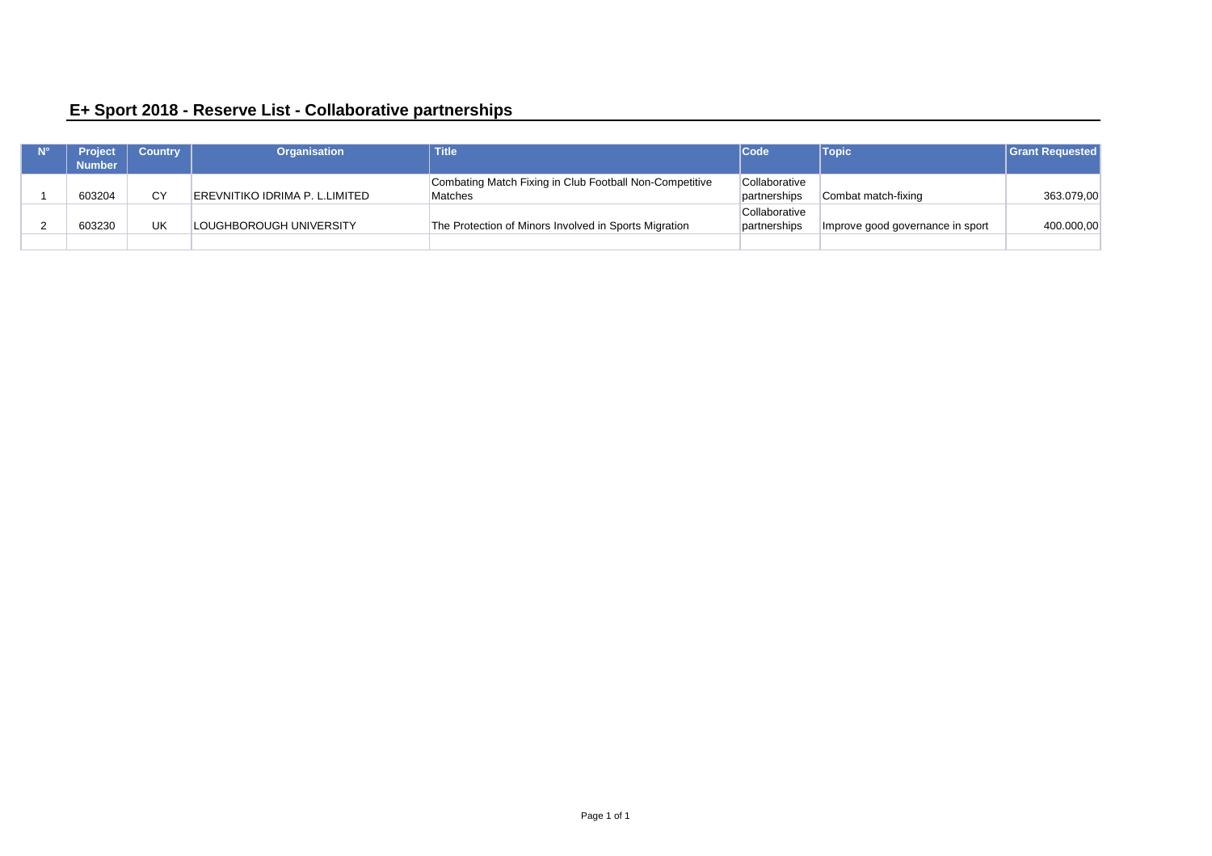## E+ Sport 2018 - Reserve List - Collaborative partnerships

| N° | Project Number | Country | Organisation | Title | Code | Topic | Grant Requested |
|---|---|---|---|---|---|---|---|
| 1 | 603204 | CY | EREVNITIKO IDRIMA P. L.LIMITED | Combating Match Fixing in Club Football Non-Competitive Matches | Collaborative partnerships | Combat match-fixing | 363.079,00 |
| 2 | 603230 | UK | LOUGHBOROUGH UNIVERSITY | The Protection of Minors Involved in Sports Migration | Collaborative partnerships | Improve good governance in sport | 400.000,00 |
| | | | | | | | |